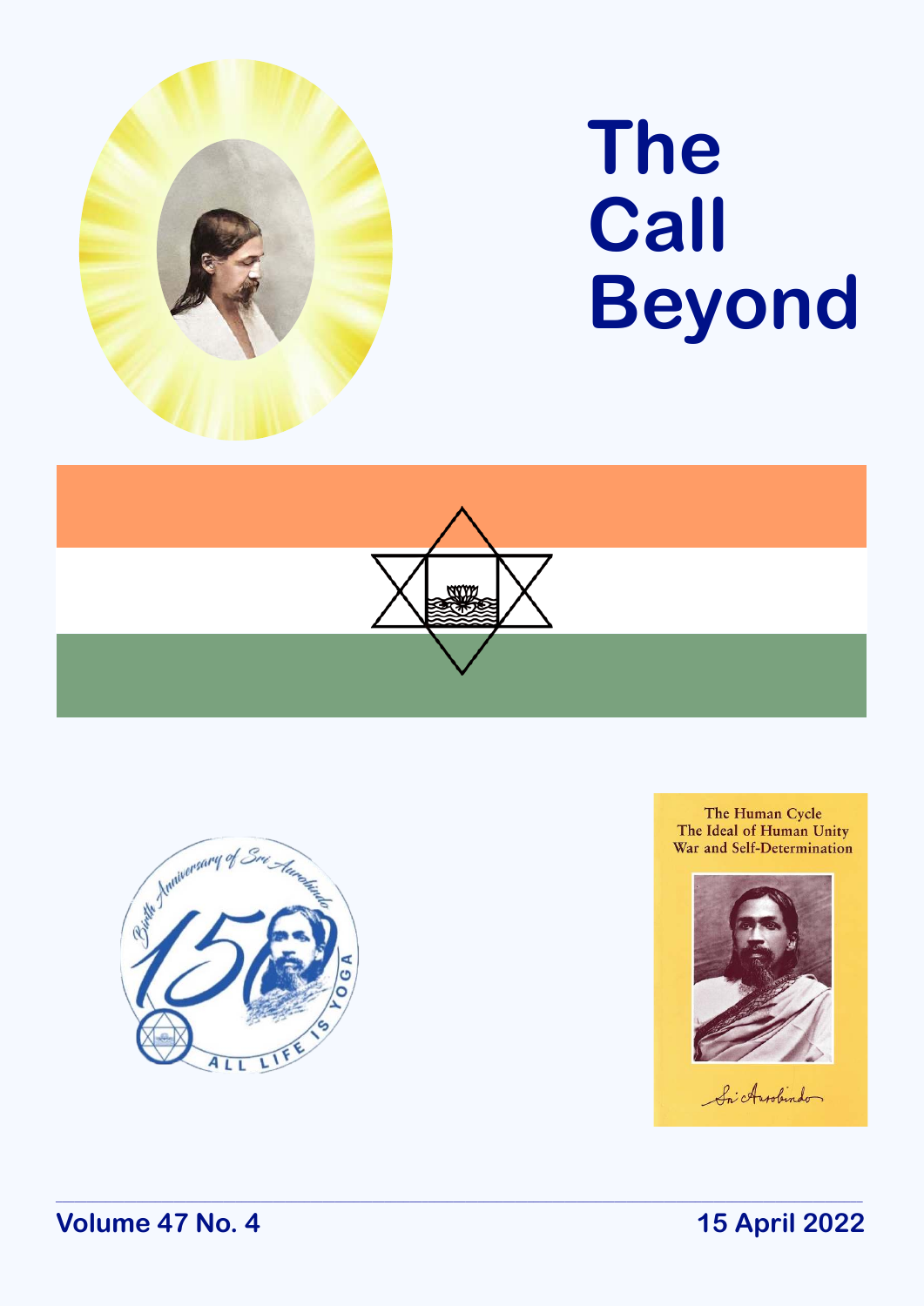# The Call Beyond

The Human Cycle
The Ideal of Human Unity
War and Self-Determination

Sri Aurobindo

Birth Anniversary of Sri Aurobindo

150

ALL LIFE IS YOGA

Volume 47 No. 4

15 April 2022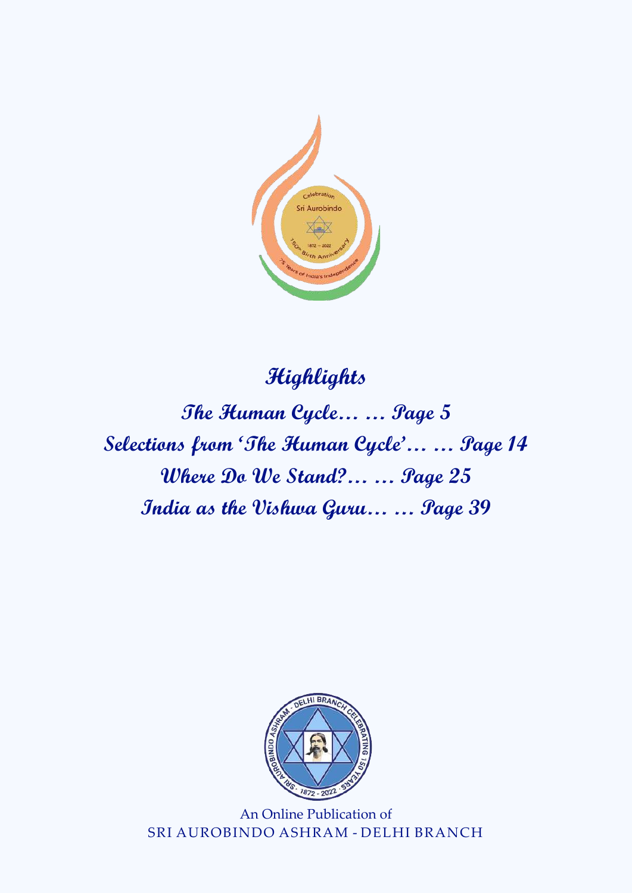## Highlights

**The Human Cycle… … Page 5**

**Selections from 'The Human Cycle'… … Page 14**

**Where Do We Stand?… … Page 25**

**India as the Vishwa Guru… … Page 39**

An Online Publication of
SRI AUROBINDO ASHRAM - DELHI BRANCH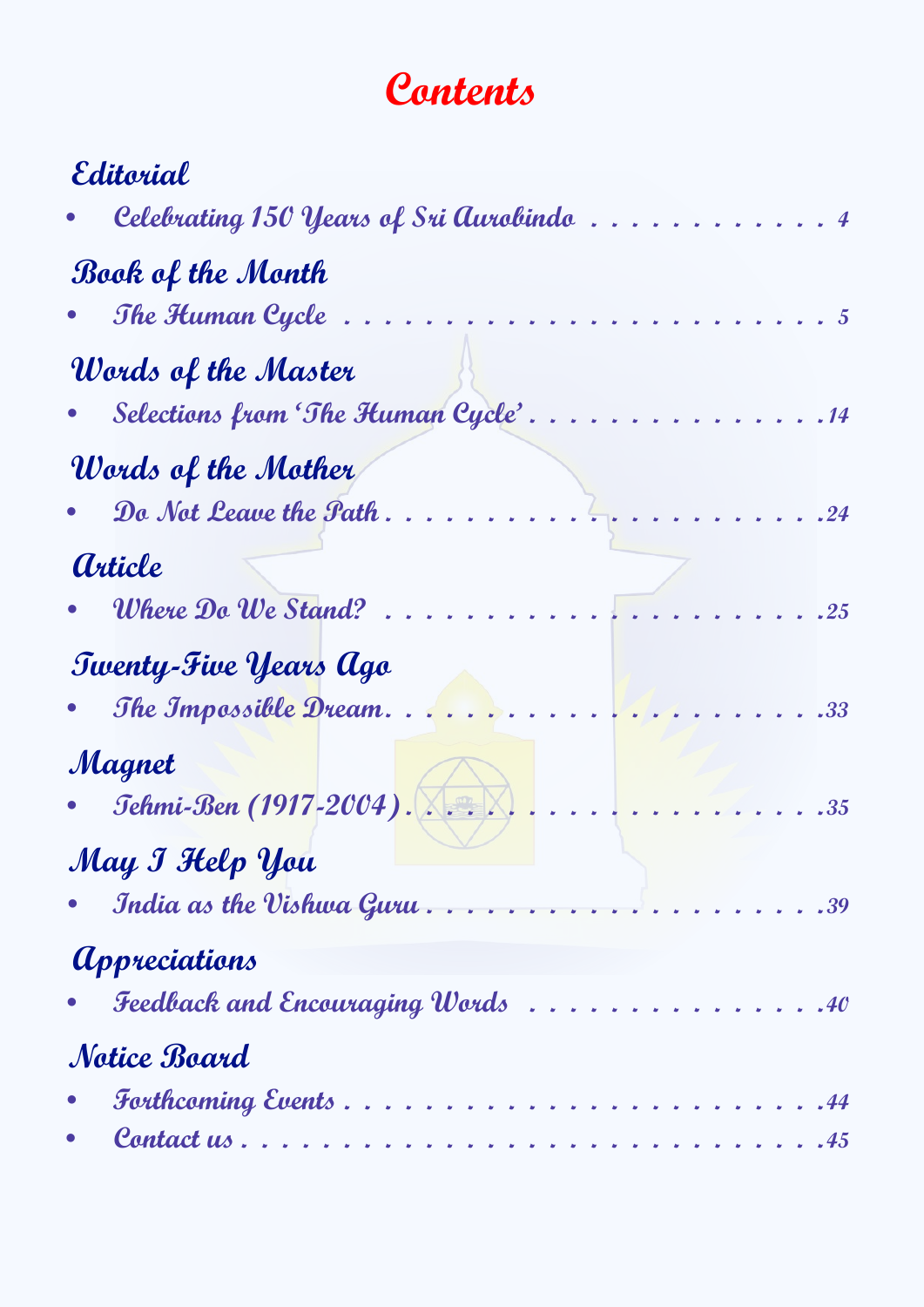# Contents

## Editorial

- Celebrating 150 Years of Sri Aurobindo . . . . . . . . . . . . 4

## Book of the Month

- The Human Cycle . . . . . . . . . . . . . . . . . . . . . . . . 5

## Words of the Master

- Selections from 'The Human Cycle' . . . . . . . . . . . . . . .14

## Words of the Mother

- Do Not Leave the Path . . . . . . . . . . . . . . . . . . . . .24

## Article

- Where Do We Stand? . . . . . . . . . . . . . . . . . . . . . .25

## Twenty-Five Years Ago

- The Impossible Dream. . . . . . . . . . . . . . . . . . . . . .33

## Magnet

- Tehmi-Ben (1917-2004) . . . . . . . . . . . . . . . . . . . . .35

## May I Help You

- India as the Vishwa Guru . . . . . . . . . . . . . . . . . . . .39

## Appreciations

- Feedback and Encouraging Words . . . . . . . . . . . . . . . .40

## Notice Board

- Forthcoming Events . . . . . . . . . . . . . . . . . . . . . . .44
- Contact us . . . . . . . . . . . . . . . . . . . . . . . . . . .45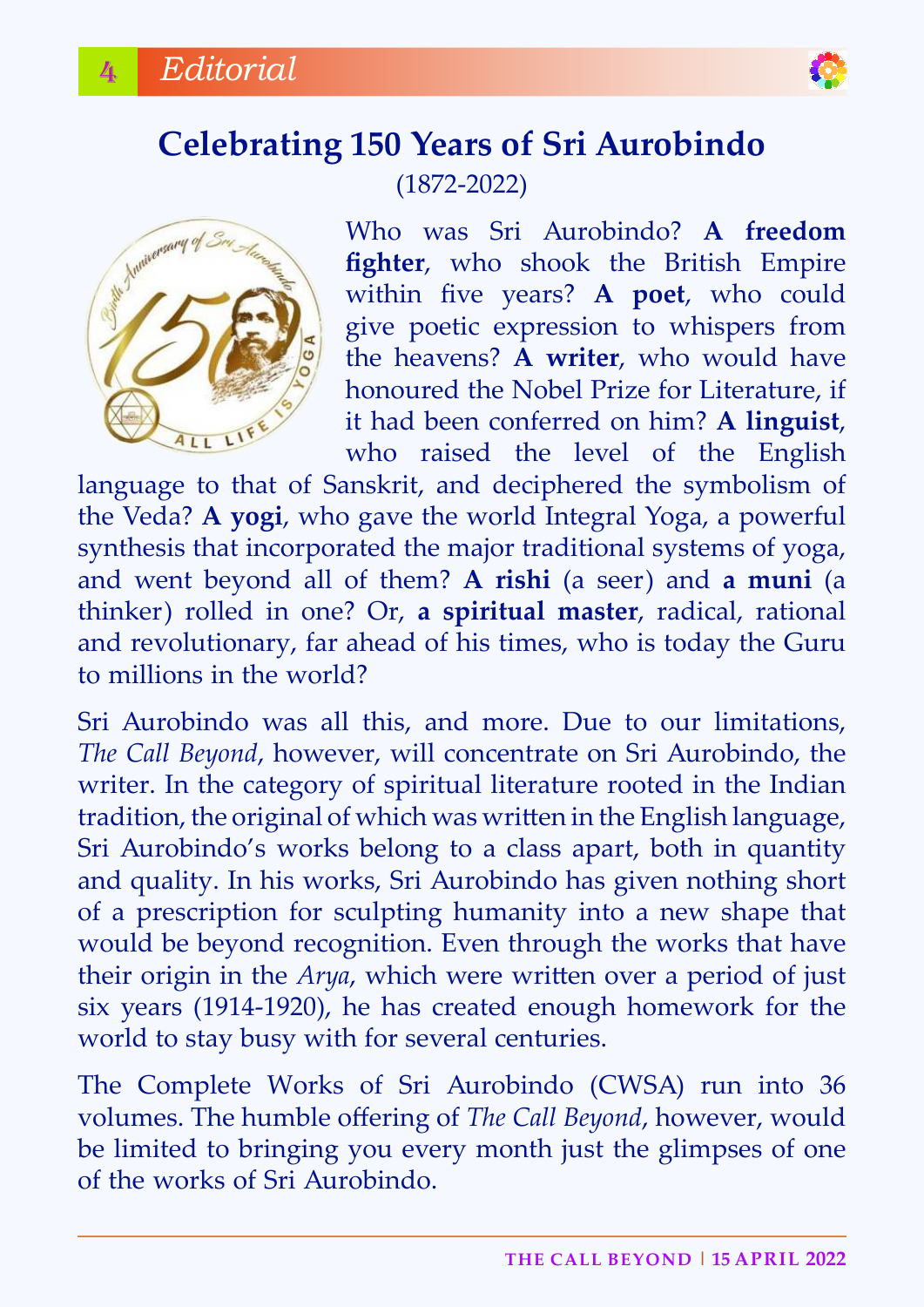# Celebrating 150 Years of Sri Aurobindo

(1872-2022)

Who was Sri Aurobindo? **A freedom fighter**, who shook the British Empire within five years? **A poet**, who could give poetic expression to whispers from the heavens? **A writer**, who would have honoured the Nobel Prize for Literature, if it had been conferred on him? **A linguist**, who raised the level of the English language to that of Sanskrit, and deciphered the symbolism of the Veda? **A yogi**, who gave the world Integral Yoga, a powerful synthesis that incorporated the major traditional systems of yoga, and went beyond all of them? **A rishi** (a seer) and **a muni** (a thinker) rolled in one? Or, **a spiritual master**, radical, rational and revolutionary, far ahead of his times, who is today the Guru to millions in the world?

Sri Aurobindo was all this, and more. Due to our limitations, *The Call Beyond*, however, will concentrate on Sri Aurobindo, the writer. In the category of spiritual literature rooted in the Indian tradition, the original of which was written in the English language, Sri Aurobindo's works belong to a class apart, both in quantity and quality. In his works, Sri Aurobindo has given nothing short of a prescription for sculpting humanity into a new shape that would be beyond recognition. Even through the works that have their origin in the *Arya*, which were written over a period of just six years (1914-1920), he has created enough homework for the world to stay busy with for several centuries.

The Complete Works of Sri Aurobindo (CWSA) run into 36 volumes. The humble offering of *The Call Beyond*, however, would be limited to bringing you every month just the glimpses of one of the works of Sri Aurobindo.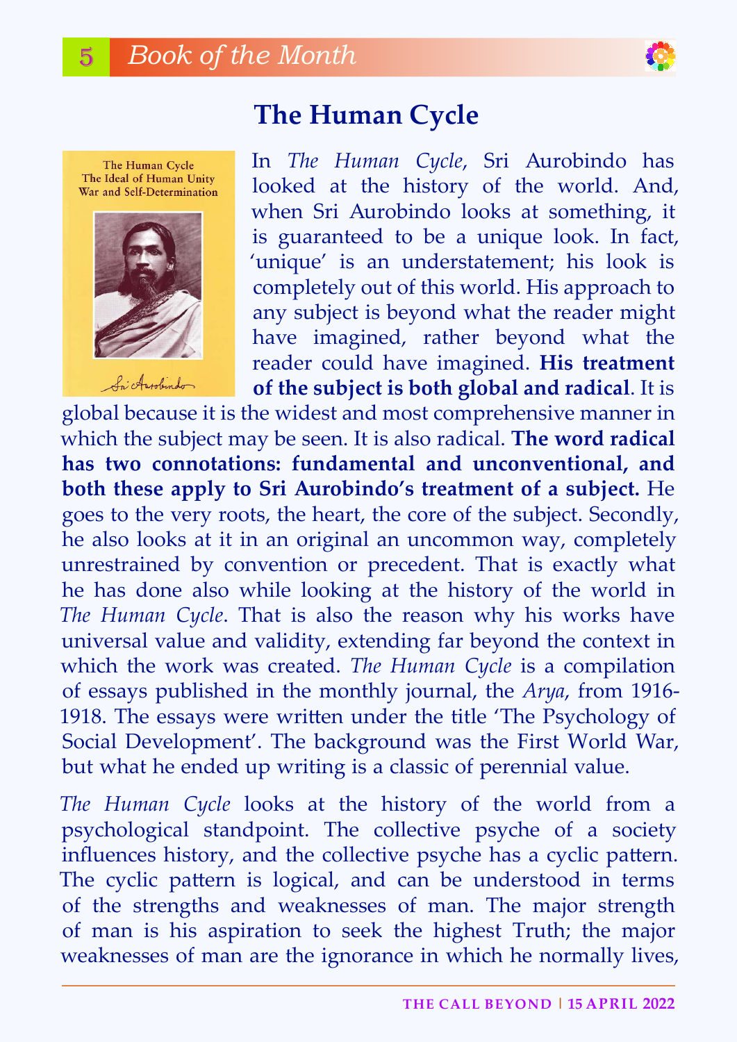# The Human Cycle

In *The Human Cycle*, Sri Aurobindo has looked at the history of the world. And, when Sri Aurobindo looks at something, it is guaranteed to be a unique look. In fact, 'unique' is an understatement; his look is completely out of this world. His approach to any subject is beyond what the reader might have imagined, rather beyond what the reader could have imagined. **His treatment of the subject is both global and radical**. It is global because it is the widest and most comprehensive manner in which the subject may be seen. It is also radical. **The word radical has two connotations: fundamental and unconventional, and both these apply to Sri Aurobindo's treatment of a subject.** He goes to the very roots, the heart, the core of the subject. Secondly, he also looks at it in an original an uncommon way, completely unrestrained by convention or precedent. That is exactly what he has done also while looking at the history of the world in *The Human Cycle*. That is also the reason why his works have universal value and validity, extending far beyond the context in which the work was created. *The Human Cycle* is a compilation of essays published in the monthly journal, the *Arya*, from 1916-1918. The essays were written under the title 'The Psychology of Social Development'. The background was the First World War, but what he ended up writing is a classic of perennial value.

*The Human Cycle* looks at the history of the world from a psychological standpoint. The collective psyche of a society influences history, and the collective psyche has a cyclic pattern. The cyclic pattern is logical, and can be understood in terms of the strengths and weaknesses of man. The major strength of man is his aspiration to seek the highest Truth; the major weaknesses of man are the ignorance in which he normally lives,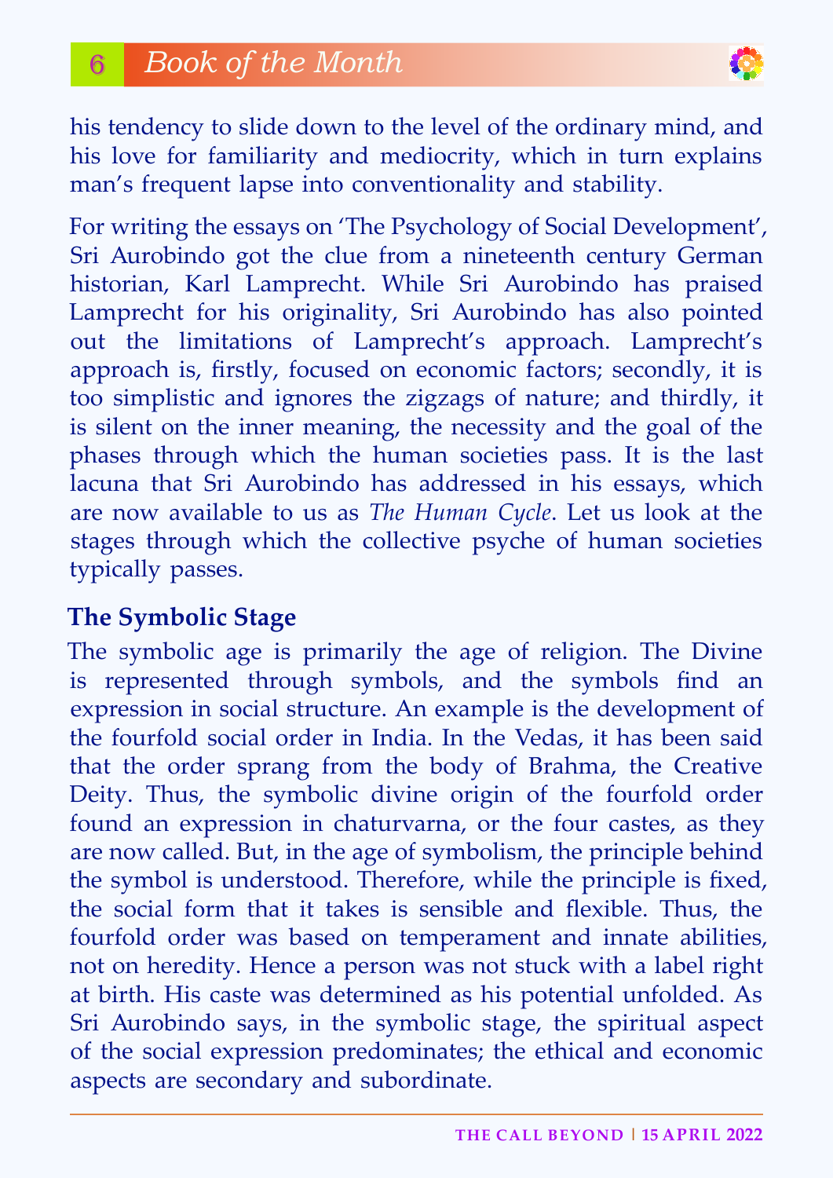his tendency to slide down to the level of the ordinary mind, and his love for familiarity and mediocrity, which in turn explains man's frequent lapse into conventionality and stability.

For writing the essays on 'The Psychology of Social Development', Sri Aurobindo got the clue from a nineteenth century German historian, Karl Lamprecht. While Sri Aurobindo has praised Lamprecht for his originality, Sri Aurobindo has also pointed out the limitations of Lamprecht's approach. Lamprecht's approach is, firstly, focused on economic factors; secondly, it is too simplistic and ignores the zigzags of nature; and thirdly, it is silent on the inner meaning, the necessity and the goal of the phases through which the human societies pass. It is the last lacuna that Sri Aurobindo has addressed in his essays, which are now available to us as *The Human Cycle*. Let us look at the stages through which the collective psyche of human societies typically passes.

## The Symbolic Stage

The symbolic age is primarily the age of religion. The Divine is represented through symbols, and the symbols find an expression in social structure. An example is the development of the fourfold social order in India. In the Vedas, it has been said that the order sprang from the body of Brahma, the Creative Deity. Thus, the symbolic divine origin of the fourfold order found an expression in chaturvarna, or the four castes, as they are now called. But, in the age of symbolism, the principle behind the symbol is understood. Therefore, while the principle is fixed, the social form that it takes is sensible and flexible. Thus, the fourfold order was based on temperament and innate abilities, not on heredity. Hence a person was not stuck with a label right at birth. His caste was determined as his potential unfolded. As Sri Aurobindo says, in the symbolic stage, the spiritual aspect of the social expression predominates; the ethical and economic aspects are secondary and subordinate.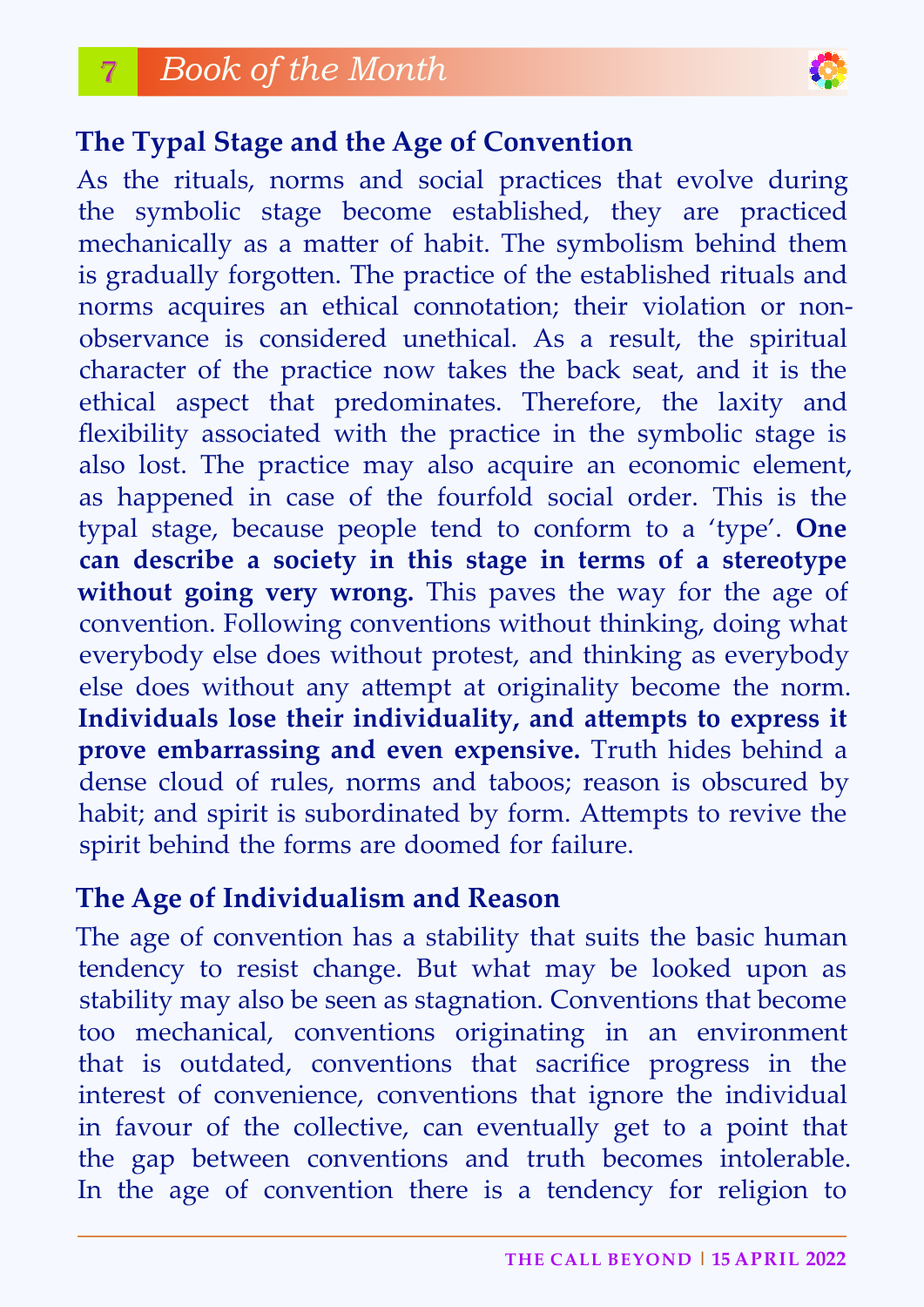## The Typal Stage and the Age of Convention

As the rituals, norms and social practices that evolve during the symbolic stage become established, they are practiced mechanically as a matter of habit. The symbolism behind them is gradually forgotten. The practice of the established rituals and norms acquires an ethical connotation; their violation or non-observance is considered unethical. As a result, the spiritual character of the practice now takes the back seat, and it is the ethical aspect that predominates. Therefore, the laxity and flexibility associated with the practice in the symbolic stage is also lost. The practice may also acquire an economic element, as happened in case of the fourfold social order. This is the typal stage, because people tend to conform to a 'type'. **One can describe a society in this stage in terms of a stereotype without going very wrong.** This paves the way for the age of convention. Following conventions without thinking, doing what everybody else does without protest, and thinking as everybody else does without any attempt at originality become the norm. **Individuals lose their individuality, and attempts to express it prove embarrassing and even expensive.** Truth hides behind a dense cloud of rules, norms and taboos; reason is obscured by habit; and spirit is subordinated by form. Attempts to revive the spirit behind the forms are doomed for failure.

## The Age of Individualism and Reason

The age of convention has a stability that suits the basic human tendency to resist change. But what may be looked upon as stability may also be seen as stagnation. Conventions that become too mechanical, conventions originating in an environment that is outdated, conventions that sacrifice progress in the interest of convenience, conventions that ignore the individual in favour of the collective, can eventually get to a point that the gap between conventions and truth becomes intolerable. In the age of convention there is a tendency for religion to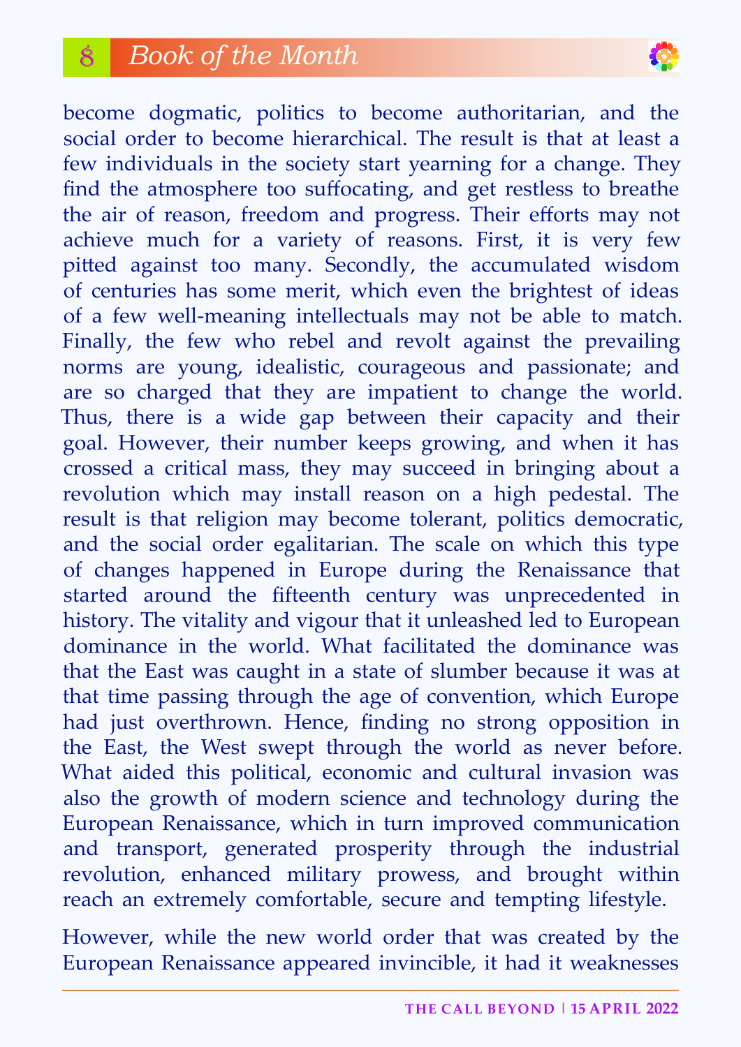become dogmatic, politics to become authoritarian, and the social order to become hierarchical. The result is that at least a few individuals in the society start yearning for a change. They find the atmosphere too suffocating, and get restless to breathe the air of reason, freedom and progress. Their efforts may not achieve much for a variety of reasons. First, it is very few pitted against too many. Secondly, the accumulated wisdom of centuries has some merit, which even the brightest of ideas of a few well-meaning intellectuals may not be able to match. Finally, the few who rebel and revolt against the prevailing norms are young, idealistic, courageous and passionate; and are so charged that they are impatient to change the world. Thus, there is a wide gap between their capacity and their goal. However, their number keeps growing, and when it has crossed a critical mass, they may succeed in bringing about a revolution which may install reason on a high pedestal. The result is that religion may become tolerant, politics democratic, and the social order egalitarian. The scale on which this type of changes happened in Europe during the Renaissance that started around the fifteenth century was unprecedented in history. The vitality and vigour that it unleashed led to European dominance in the world. What facilitated the dominance was that the East was caught in a state of slumber because it was at that time passing through the age of convention, which Europe had just overthrown. Hence, finding no strong opposition in the East, the West swept through the world as never before. What aided this political, economic and cultural invasion was also the growth of modern science and technology during the European Renaissance, which in turn improved communication and transport, generated prosperity through the industrial revolution, enhanced military prowess, and brought within reach an extremely comfortable, secure and tempting lifestyle.

However, while the new world order that was created by the European Renaissance appeared invincible, it had it weaknesses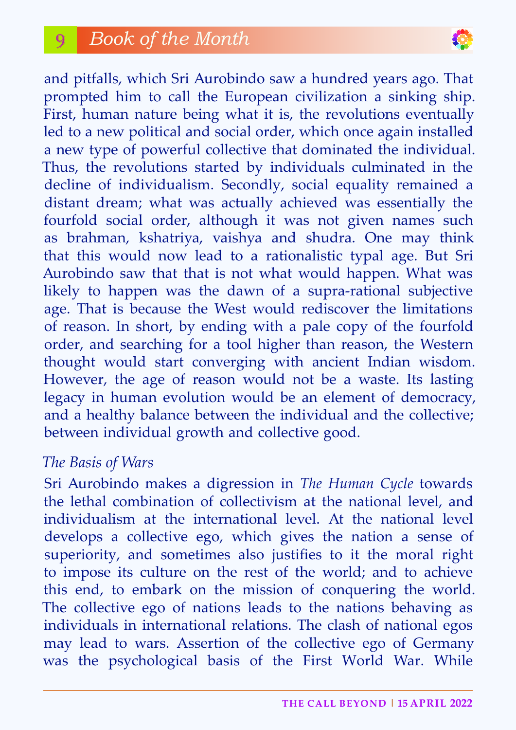and pitfalls, which Sri Aurobindo saw a hundred years ago. That prompted him to call the European civilization a sinking ship. First, human nature being what it is, the revolutions eventually led to a new political and social order, which once again installed a new type of powerful collective that dominated the individual. Thus, the revolutions started by individuals culminated in the decline of individualism. Secondly, social equality remained a distant dream; what was actually achieved was essentially the fourfold social order, although it was not given names such as brahman, kshatriya, vaishya and shudra. One may think that this would now lead to a rationalistic typal age. But Sri Aurobindo saw that that is not what would happen. What was likely to happen was the dawn of a supra-rational subjective age. That is because the West would rediscover the limitations of reason. In short, by ending with a pale copy of the fourfold order, and searching for a tool higher than reason, the Western thought would start converging with ancient Indian wisdom. However, the age of reason would not be a waste. Its lasting legacy in human evolution would be an element of democracy, and a healthy balance between the individual and the collective; between individual growth and collective good.

*The Basis of Wars*

Sri Aurobindo makes a digression in *The Human Cycle* towards the lethal combination of collectivism at the national level, and individualism at the international level. At the national level develops a collective ego, which gives the nation a sense of superiority, and sometimes also justifies to it the moral right to impose its culture on the rest of the world; and to achieve this end, to embark on the mission of conquering the world. The collective ego of nations leads to the nations behaving as individuals in international relations. The clash of national egos may lead to wars. Assertion of the collective ego of Germany was the psychological basis of the First World War. While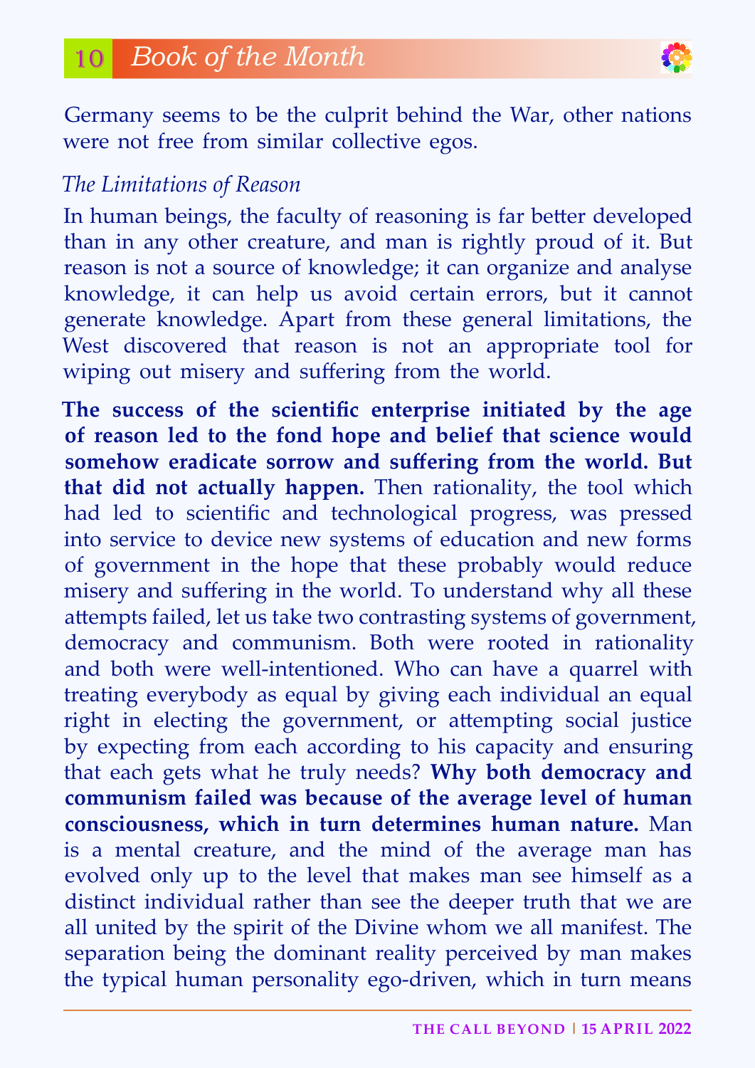Germany seems to be the culprit behind the War, other nations were not free from similar collective egos.

*The Limitations of Reason*

In human beings, the faculty of reasoning is far better developed than in any other creature, and man is rightly proud of it. But reason is not a source of knowledge; it can organize and analyse knowledge, it can help us avoid certain errors, but it cannot generate knowledge. Apart from these general limitations, the West discovered that reason is not an appropriate tool for wiping out misery and suffering from the world.

**The success of the scientific enterprise initiated by the age of reason led to the fond hope and belief that science would somehow eradicate sorrow and suffering from the world. But that did not actually happen.** Then rationality, the tool which had led to scientific and technological progress, was pressed into service to device new systems of education and new forms of government in the hope that these probably would reduce misery and suffering in the world. To understand why all these attempts failed, let us take two contrasting systems of government, democracy and communism. Both were rooted in rationality and both were well-intentioned. Who can have a quarrel with treating everybody as equal by giving each individual an equal right in electing the government, or attempting social justice by expecting from each according to his capacity and ensuring that each gets what he truly needs? **Why both democracy and communism failed was because of the average level of human consciousness, which in turn determines human nature.** Man is a mental creature, and the mind of the average man has evolved only up to the level that makes man see himself as a distinct individual rather than see the deeper truth that we are all united by the spirit of the Divine whom we all manifest. The separation being the dominant reality perceived by man makes the typical human personality ego-driven, which in turn means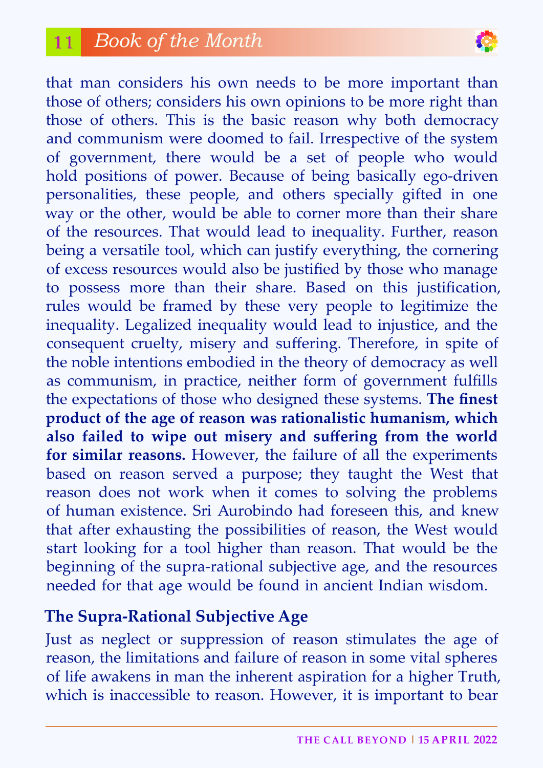that man considers his own needs to be more important than those of others; considers his own opinions to be more right than those of others. This is the basic reason why both democracy and communism were doomed to fail. Irrespective of the system of government, there would be a set of people who would hold positions of power. Because of being basically ego-driven personalities, these people, and others specially gifted in one way or the other, would be able to corner more than their share of the resources. That would lead to inequality. Further, reason being a versatile tool, which can justify everything, the cornering of excess resources would also be justified by those who manage to possess more than their share. Based on this justification, rules would be framed by these very people to legitimize the inequality. Legalized inequality would lead to injustice, and the consequent cruelty, misery and suffering. Therefore, in spite of the noble intentions embodied in the theory of democracy as well as communism, in practice, neither form of government fulfills the expectations of those who designed these systems. **The finest product of the age of reason was rationalistic humanism, which also failed to wipe out misery and suffering from the world for similar reasons.** However, the failure of all the experiments based on reason served a purpose; they taught the West that reason does not work when it comes to solving the problems of human existence. Sri Aurobindo had foreseen this, and knew that after exhausting the possibilities of reason, the West would start looking for a tool higher than reason. That would be the beginning of the supra-rational subjective age, and the resources needed for that age would be found in ancient Indian wisdom.

## The Supra-Rational Subjective Age

Just as neglect or suppression of reason stimulates the age of reason, the limitations and failure of reason in some vital spheres of life awakens in man the inherent aspiration for a higher Truth, which is inaccessible to reason. However, it is important to bear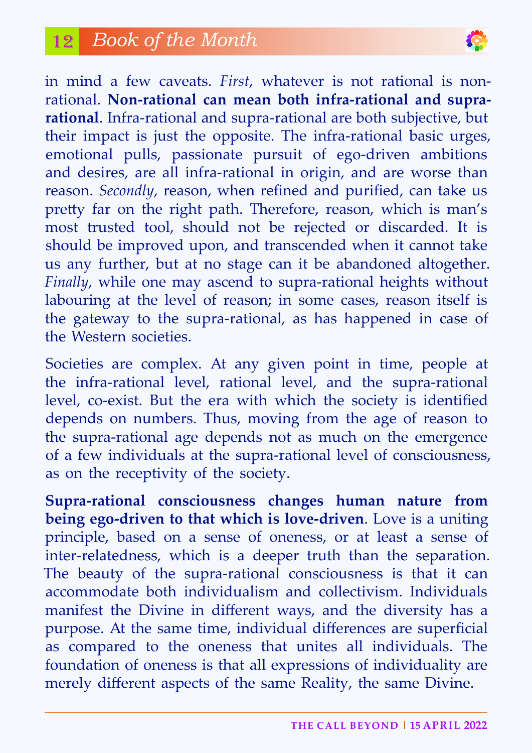in mind a few caveats. *First*, whatever is not rational is non-rational. **Non-rational can mean both infra-rational and supra-rational**. Infra-rational and supra-rational are both subjective, but their impact is just the opposite. The infra-rational basic urges, emotional pulls, passionate pursuit of ego-driven ambitions and desires, are all infra-rational in origin, and are worse than reason. *Secondly*, reason, when refined and purified, can take us pretty far on the right path. Therefore, reason, which is man's most trusted tool, should not be rejected or discarded. It is should be improved upon, and transcended when it cannot take us any further, but at no stage can it be abandoned altogether. *Finally*, while one may ascend to supra-rational heights without labouring at the level of reason; in some cases, reason itself is the gateway to the supra-rational, as has happened in case of the Western societies.

Societies are complex. At any given point in time, people at the infra-rational level, rational level, and the supra-rational level, co-exist. But the era with which the society is identified depends on numbers. Thus, moving from the age of reason to the supra-rational age depends not as much on the emergence of a few individuals at the supra-rational level of consciousness, as on the receptivity of the society.

**Supra-rational consciousness changes human nature from being ego-driven to that which is love-driven**. Love is a uniting principle, based on a sense of oneness, or at least a sense of inter-relatedness, which is a deeper truth than the separation. The beauty of the supra-rational consciousness is that it can accommodate both individualism and collectivism. Individuals manifest the Divine in different ways, and the diversity has a purpose. At the same time, individual differences are superficial as compared to the oneness that unites all individuals. The foundation of oneness is that all expressions of individuality are merely different aspects of the same Reality, the same Divine.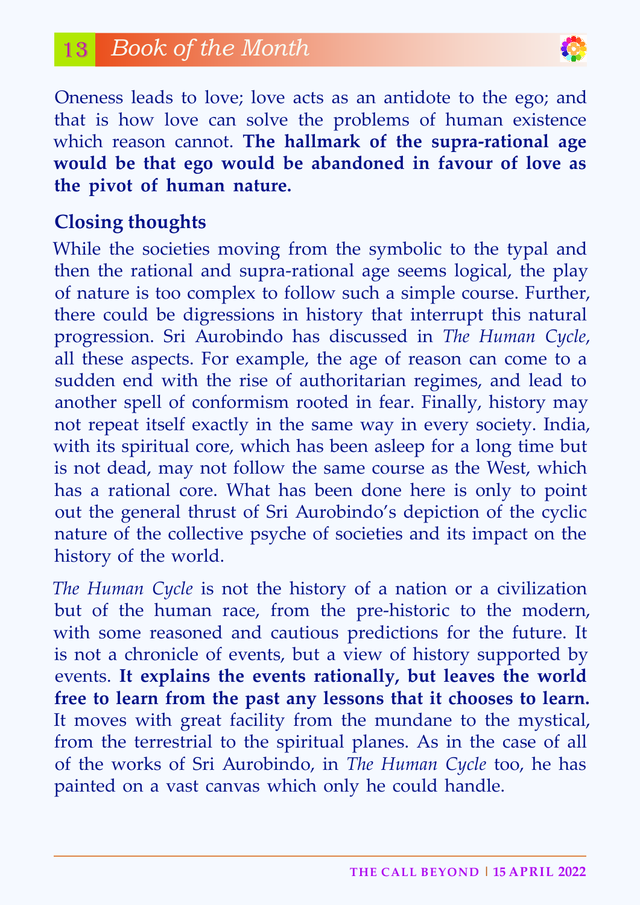Oneness leads to love; love acts as an antidote to the ego; and that is how love can solve the problems of human existence which reason cannot. **The hallmark of the supra-rational age would be that ego would be abandoned in favour of love as the pivot of human nature.**

## Closing thoughts

While the societies moving from the symbolic to the typal and then the rational and supra-rational age seems logical, the play of nature is too complex to follow such a simple course. Further, there could be digressions in history that interrupt this natural progression. Sri Aurobindo has discussed in *The Human Cycle*, all these aspects. For example, the age of reason can come to a sudden end with the rise of authoritarian regimes, and lead to another spell of conformism rooted in fear. Finally, history may not repeat itself exactly in the same way in every society. India, with its spiritual core, which has been asleep for a long time but is not dead, may not follow the same course as the West, which has a rational core. What has been done here is only to point out the general thrust of Sri Aurobindo's depiction of the cyclic nature of the collective psyche of societies and its impact on the history of the world.

*The Human Cycle* is not the history of a nation or a civilization but of the human race, from the pre-historic to the modern, with some reasoned and cautious predictions for the future. It is not a chronicle of events, but a view of history supported by events. **It explains the events rationally, but leaves the world free to learn from the past any lessons that it chooses to learn.** It moves with great facility from the mundane to the mystical, from the terrestrial to the spiritual planes. As in the case of all of the works of Sri Aurobindo, in *The Human Cycle* too, he has painted on a vast canvas which only he could handle.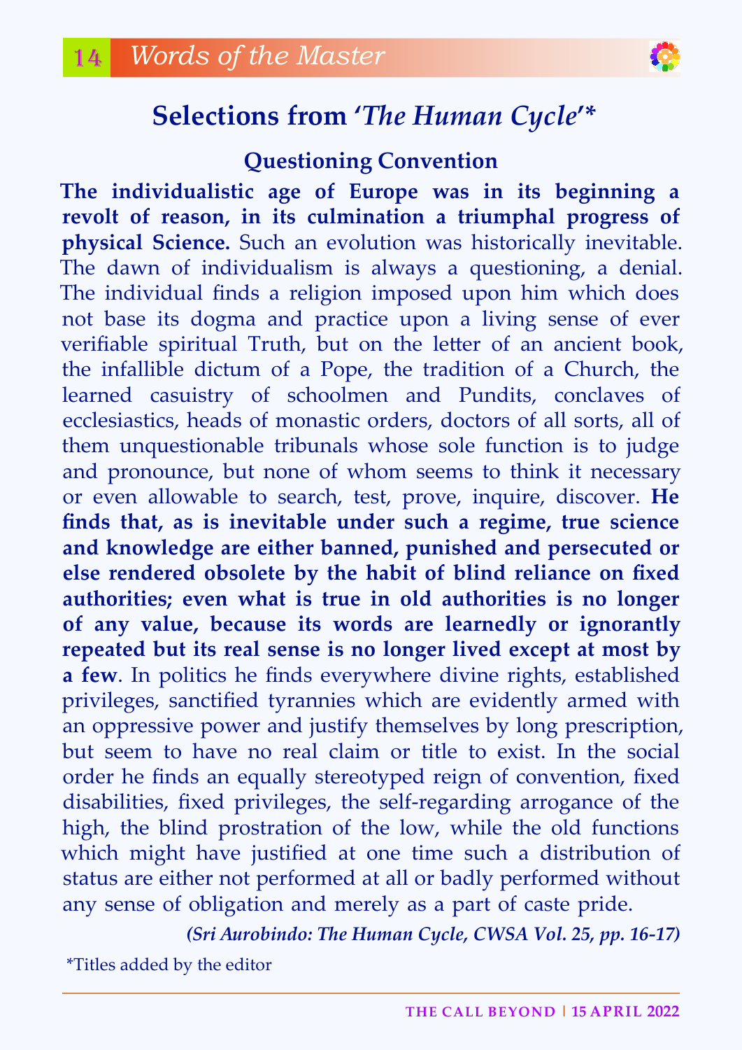## Selections from '*The Human Cycle*'*

### Questioning Convention

**The individualistic age of Europe was in its beginning a revolt of reason, in its culmination a triumphal progress of physical Science.** Such an evolution was historically inevitable. The dawn of individualism is always a questioning, a denial. The individual finds a religion imposed upon him which does not base its dogma and practice upon a living sense of ever verifiable spiritual Truth, but on the letter of an ancient book, the infallible dictum of a Pope, the tradition of a Church, the learned casuistry of schoolmen and Pundits, conclaves of ecclesiastics, heads of monastic orders, doctors of all sorts, all of them unquestionable tribunals whose sole function is to judge and pronounce, but none of whom seems to think it necessary or even allowable to search, test, prove, inquire, discover. **He finds that, as is inevitable under such a regime, true science and knowledge are either banned, punished and persecuted or else rendered obsolete by the habit of blind reliance on fixed authorities; even what is true in old authorities is no longer of any value, because its words are learnedly or ignorantly repeated but its real sense is no longer lived except at most by a few**. In politics he finds everywhere divine rights, established privileges, sanctified tyrannies which are evidently armed with an oppressive power and justify themselves by long prescription, but seem to have no real claim or title to exist. In the social order he finds an equally stereotyped reign of convention, fixed disabilities, fixed privileges, the self-regarding arrogance of the high, the blind prostration of the low, while the old functions which might have justified at one time such a distribution of status are either not performed at all or badly performed without any sense of obligation and merely as a part of caste pride.

***(Sri Aurobindo: The Human Cycle, CWSA Vol. 25, pp. 16-17)***

*Titles added by the editor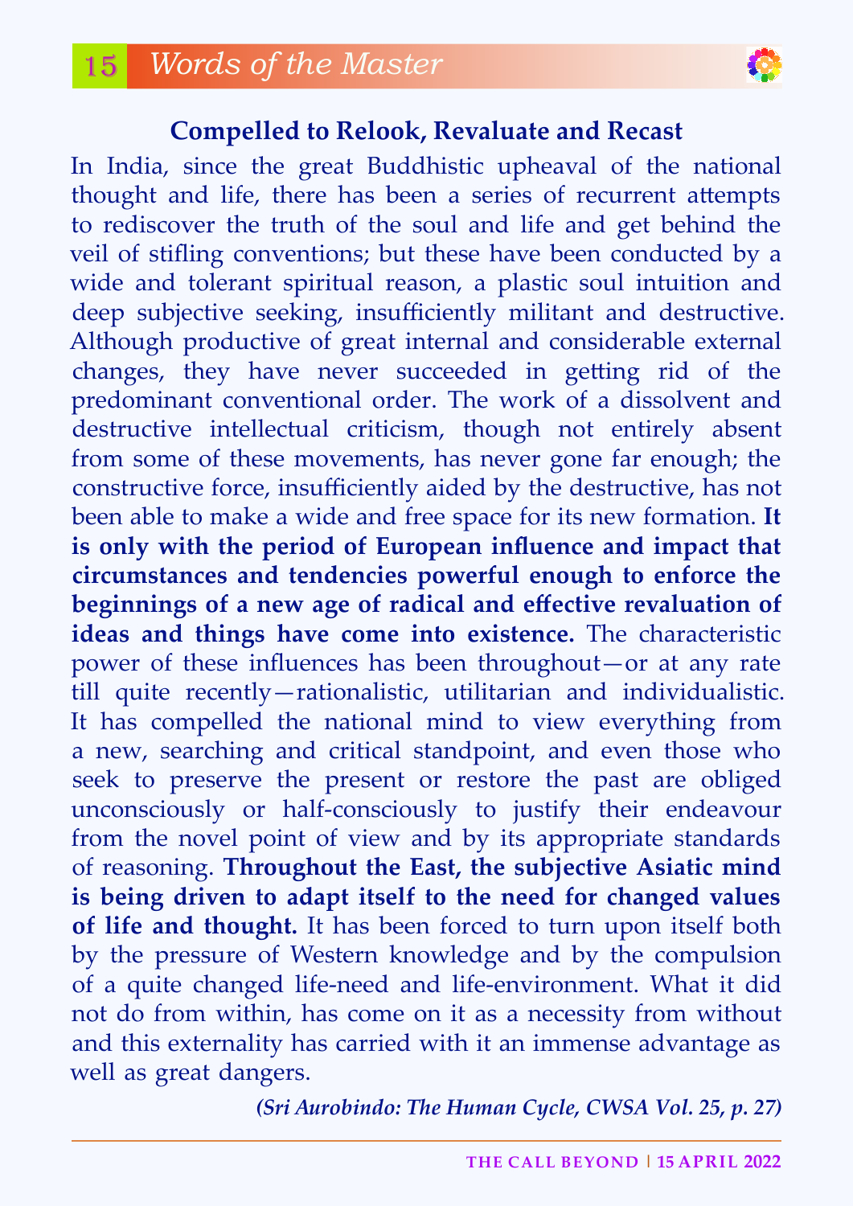## Compelled to Relook, Revaluate and Recast

In India, since the great Buddhistic upheaval of the national thought and life, there has been a series of recurrent attempts to rediscover the truth of the soul and life and get behind the veil of stifling conventions; but these have been conducted by a wide and tolerant spiritual reason, a plastic soul intuition and deep subjective seeking, insufficiently militant and destructive. Although productive of great internal and considerable external changes, they have never succeeded in getting rid of the predominant conventional order. The work of a dissolvent and destructive intellectual criticism, though not entirely absent from some of these movements, has never gone far enough; the constructive force, insufficiently aided by the destructive, has not been able to make a wide and free space for its new formation. **It is only with the period of European influence and impact that circumstances and tendencies powerful enough to enforce the beginnings of a new age of radical and effective revaluation of ideas and things have come into existence.** The characteristic power of these influences has been throughout—or at any rate till quite recently—rationalistic, utilitarian and individualistic. It has compelled the national mind to view everything from a new, searching and critical standpoint, and even those who seek to preserve the present or restore the past are obliged unconsciously or half-consciously to justify their endeavour from the novel point of view and by its appropriate standards of reasoning. **Throughout the East, the subjective Asiatic mind is being driven to adapt itself to the need for changed values of life and thought.** It has been forced to turn upon itself both by the pressure of Western knowledge and by the compulsion of a quite changed life-need and life-environment. What it did not do from within, has come on it as a necessity from without and this externality has carried with it an immense advantage as well as great dangers.

***(Sri Aurobindo: The Human Cycle, CWSA Vol. 25, p. 27)***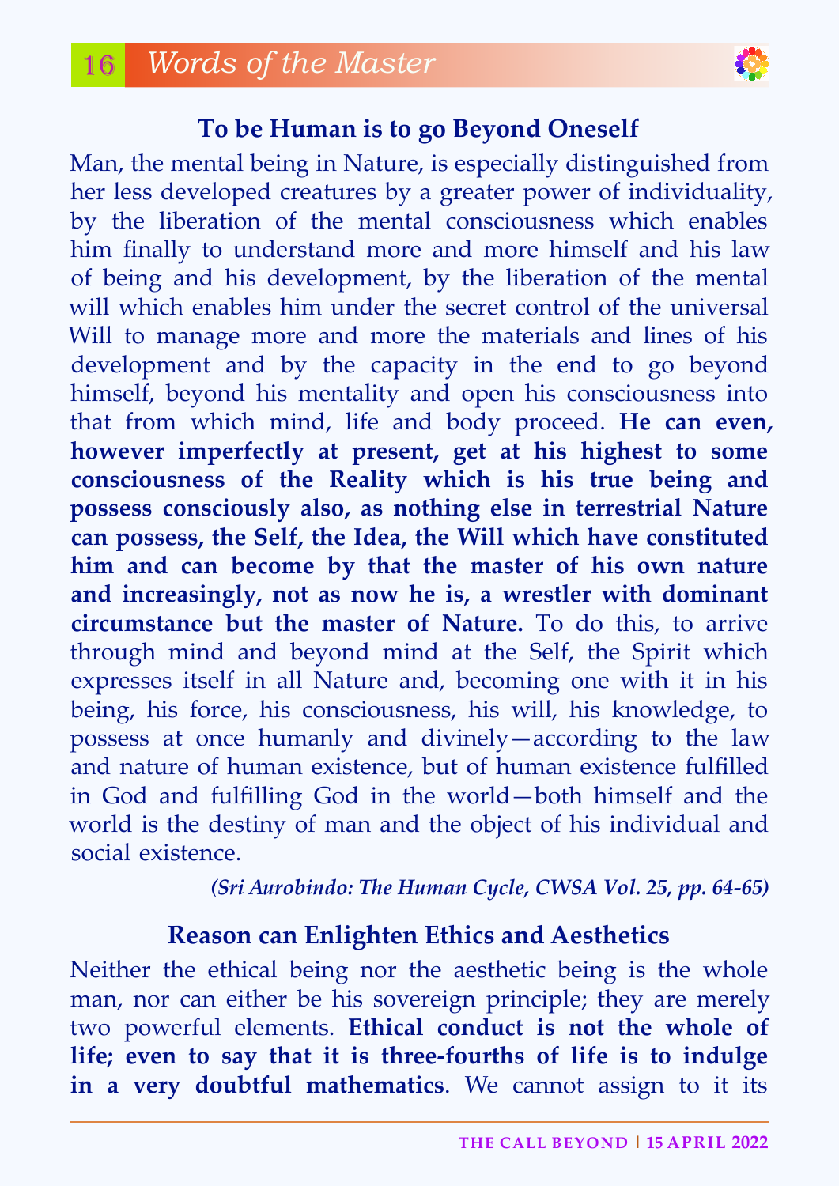### To be Human is to go Beyond Oneself

Man, the mental being in Nature, is especially distinguished from her less developed creatures by a greater power of individuality, by the liberation of the mental consciousness which enables him finally to understand more and more himself and his law of being and his development, by the liberation of the mental will which enables him under the secret control of the universal Will to manage more and more the materials and lines of his development and by the capacity in the end to go beyond himself, beyond his mentality and open his consciousness into that from which mind, life and body proceed. **He can even, however imperfectly at present, get at his highest to some consciousness of the Reality which is his true being and possess consciously also, as nothing else in terrestrial Nature can possess, the Self, the Idea, the Will which have constituted him and can become by that the master of his own nature and increasingly, not as now he is, a wrestler with dominant circumstance but the master of Nature.** To do this, to arrive through mind and beyond mind at the Self, the Spirit which expresses itself in all Nature and, becoming one with it in his being, his force, his consciousness, his will, his knowledge, to possess at once humanly and divinely—according to the law and nature of human existence, but of human existence fulfilled in God and fulfilling God in the world—both himself and the world is the destiny of man and the object of his individual and social existence.

***(Sri Aurobindo: The Human Cycle, CWSA Vol. 25, pp. 64-65)***

### Reason can Enlighten Ethics and Aesthetics

Neither the ethical being nor the aesthetic being is the whole man, nor can either be his sovereign principle; they are merely two powerful elements. **Ethical conduct is not the whole of life; even to say that it is three-fourths of life is to indulge in a very doubtful mathematics**. We cannot assign to it its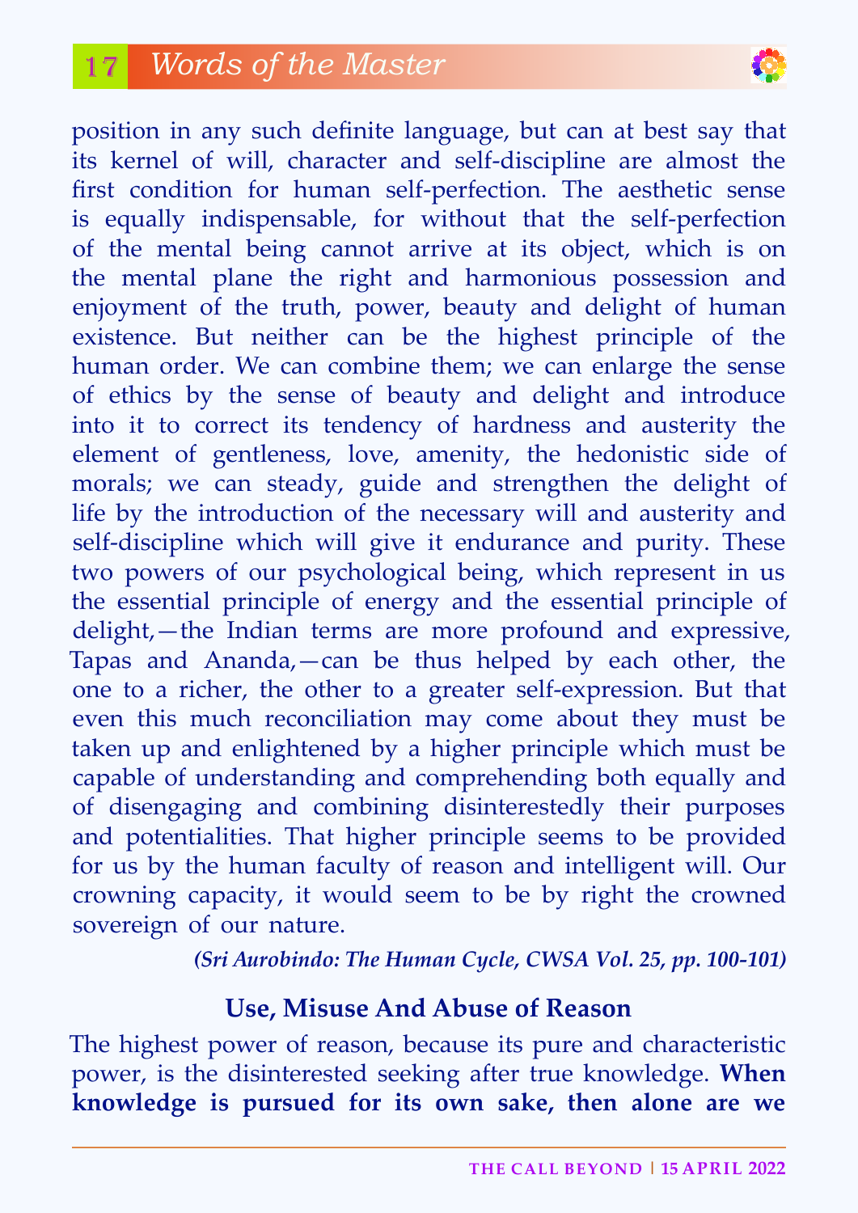position in any such definite language, but can at best say that its kernel of will, character and self-discipline are almost the first condition for human self-perfection. The aesthetic sense is equally indispensable, for without that the self-perfection of the mental being cannot arrive at its object, which is on the mental plane the right and harmonious possession and enjoyment of the truth, power, beauty and delight of human existence. But neither can be the highest principle of the human order. We can combine them; we can enlarge the sense of ethics by the sense of beauty and delight and introduce into it to correct its tendency of hardness and austerity the element of gentleness, love, amenity, the hedonistic side of morals; we can steady, guide and strengthen the delight of life by the introduction of the necessary will and austerity and self-discipline which will give it endurance and purity. These two powers of our psychological being, which represent in us the essential principle of energy and the essential principle of delight,—the Indian terms are more profound and expressive, Tapas and Ananda,—can be thus helped by each other, the one to a richer, the other to a greater self-expression. But that even this much reconciliation may come about they must be taken up and enlightened by a higher principle which must be capable of understanding and comprehending both equally and of disengaging and combining disinterestedly their purposes and potentialities. That higher principle seems to be provided for us by the human faculty of reason and intelligent will. Our crowning capacity, it would seem to be by right the crowned sovereign of our nature.

***(Sri Aurobindo: The Human Cycle, CWSA Vol. 25, pp. 100-101)***

### Use, Misuse And Abuse of Reason

The highest power of reason, because its pure and characteristic power, is the disinterested seeking after true knowledge. **When knowledge is pursued for its own sake, then alone are we**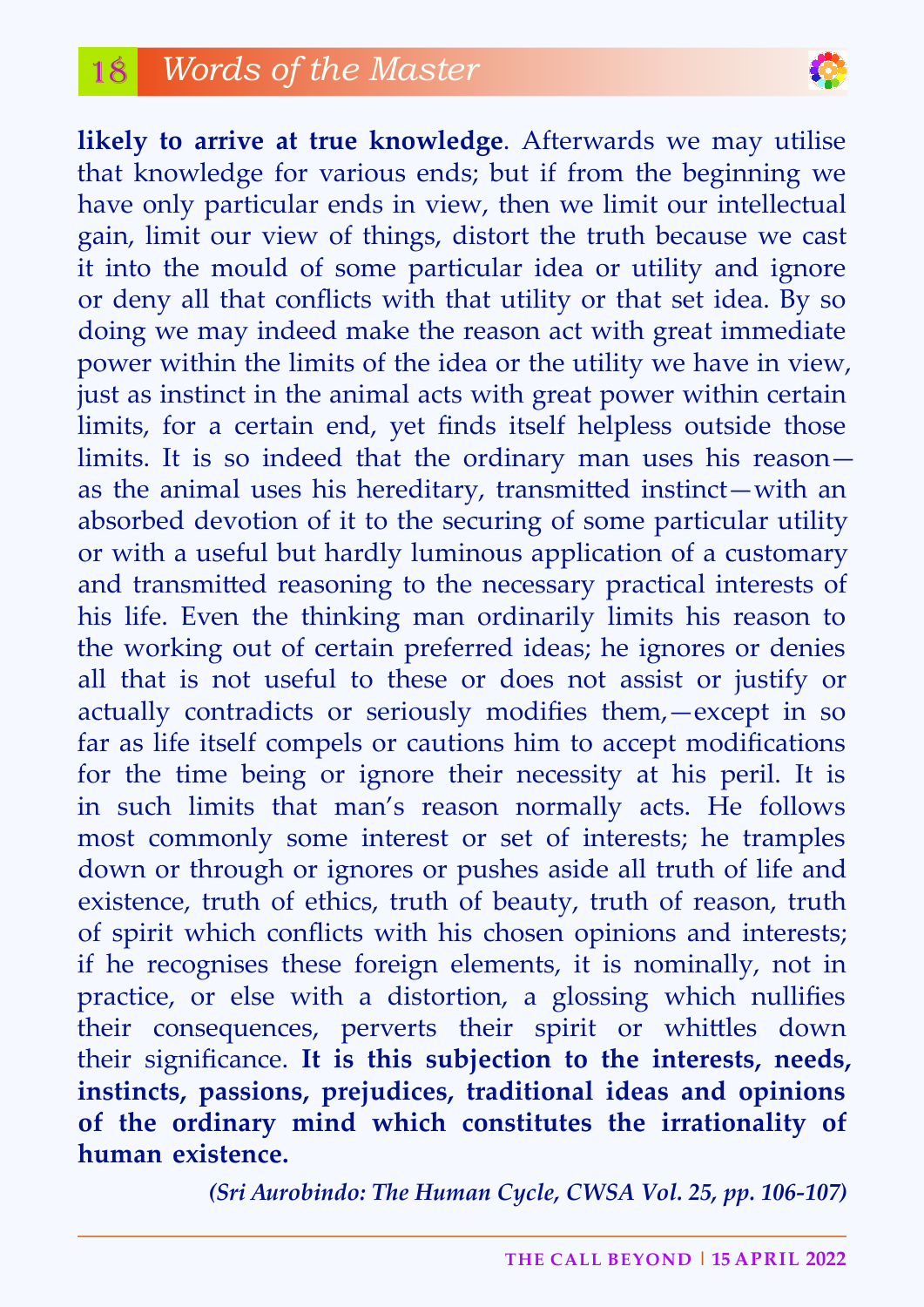**likely to arrive at true knowledge**. Afterwards we may utilise that knowledge for various ends; but if from the beginning we have only particular ends in view, then we limit our intellectual gain, limit our view of things, distort the truth because we cast it into the mould of some particular idea or utility and ignore or deny all that conflicts with that utility or that set idea. By so doing we may indeed make the reason act with great immediate power within the limits of the idea or the utility we have in view, just as instinct in the animal acts with great power within certain limits, for a certain end, yet finds itself helpless outside those limits. It is so indeed that the ordinary man uses his reason—as the animal uses his hereditary, transmitted instinct—with an absorbed devotion of it to the securing of some particular utility or with a useful but hardly luminous application of a customary and transmitted reasoning to the necessary practical interests of his life. Even the thinking man ordinarily limits his reason to the working out of certain preferred ideas; he ignores or denies all that is not useful to these or does not assist or justify or actually contradicts or seriously modifies them,—except in so far as life itself compels or cautions him to accept modifications for the time being or ignore their necessity at his peril. It is in such limits that man's reason normally acts. He follows most commonly some interest or set of interests; he tramples down or through or ignores or pushes aside all truth of life and existence, truth of ethics, truth of beauty, truth of reason, truth of spirit which conflicts with his chosen opinions and interests; if he recognises these foreign elements, it is nominally, not in practice, or else with a distortion, a glossing which nullifies their consequences, perverts their spirit or whittles down their significance. **It is this subjection to the interests, needs, instincts, passions, prejudices, traditional ideas and opinions of the ordinary mind which constitutes the irrationality of human existence.**

*(Sri Aurobindo: The Human Cycle, CWSA Vol. 25, pp. 106-107)*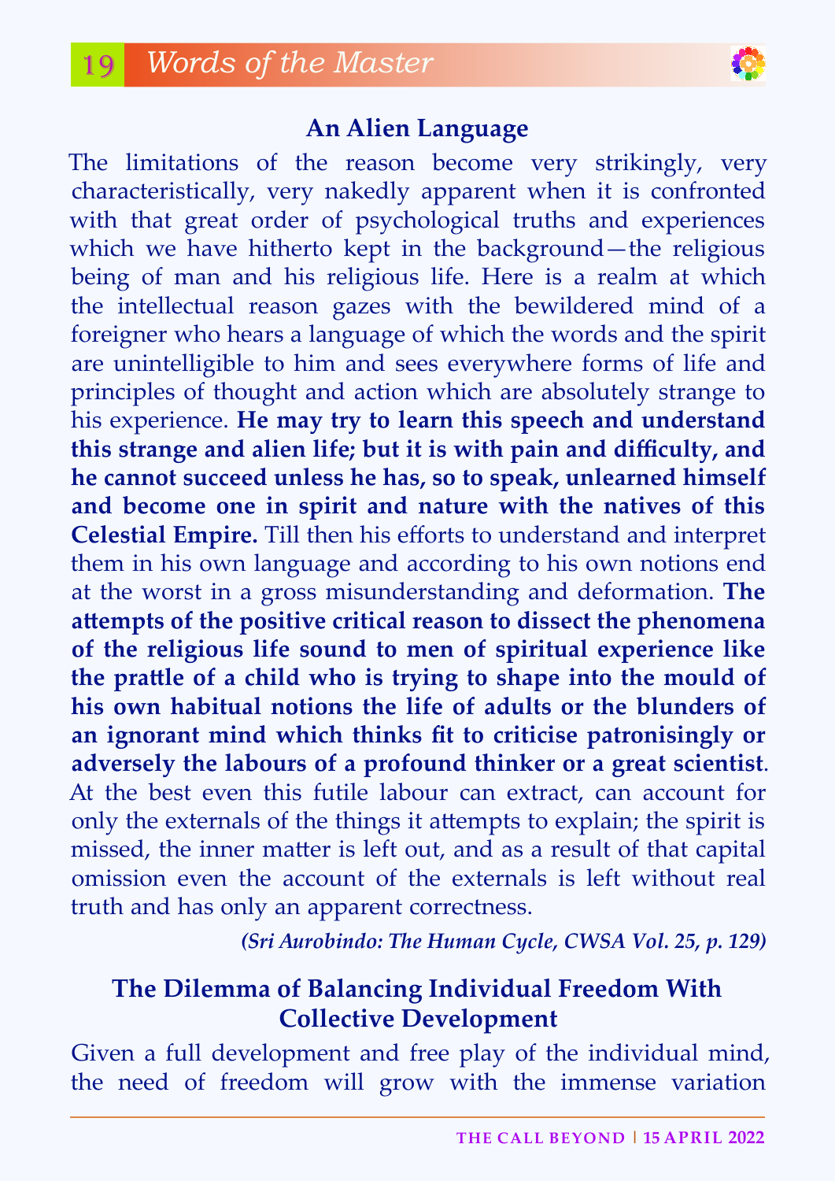## An Alien Language

The limitations of the reason become very strikingly, very characteristically, very nakedly apparent when it is confronted with that great order of psychological truths and experiences which we have hitherto kept in the background—the religious being of man and his religious life. Here is a realm at which the intellectual reason gazes with the bewildered mind of a foreigner who hears a language of which the words and the spirit are unintelligible to him and sees everywhere forms of life and principles of thought and action which are absolutely strange to his experience. **He may try to learn this speech and understand this strange and alien life; but it is with pain and difficulty, and he cannot succeed unless he has, so to speak, unlearned himself and become one in spirit and nature with the natives of this Celestial Empire.** Till then his efforts to understand and interpret them in his own language and according to his own notions end at the worst in a gross misunderstanding and deformation. **The attempts of the positive critical reason to dissect the phenomena of the religious life sound to men of spiritual experience like the prattle of a child who is trying to shape into the mould of his own habitual notions the life of adults or the blunders of an ignorant mind which thinks fit to criticise patronisingly or adversely the labours of a profound thinker or a great scientist**. At the best even this futile labour can extract, can account for only the externals of the things it attempts to explain; the spirit is missed, the inner matter is left out, and as a result of that capital omission even the account of the externals is left without real truth and has only an apparent correctness.

***(Sri Aurobindo: The Human Cycle, CWSA Vol. 25, p. 129)***

## The Dilemma of Balancing Individual Freedom With Collective Development

Given a full development and free play of the individual mind, the need of freedom will grow with the immense variation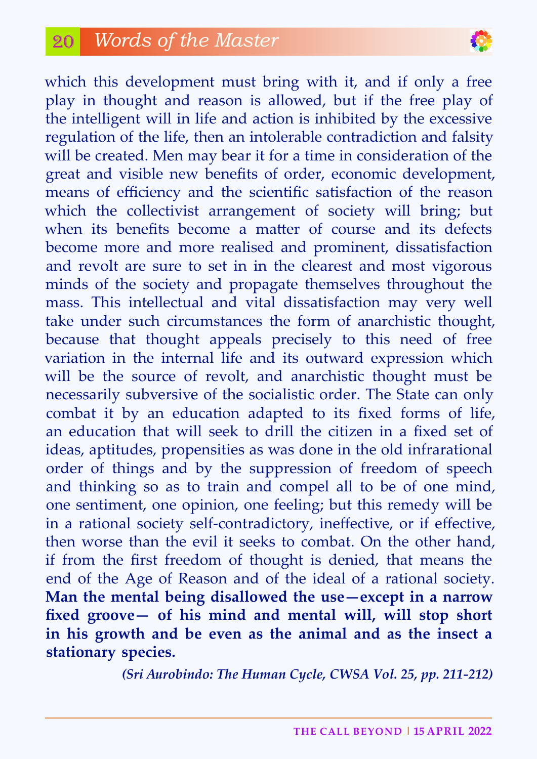which this development must bring with it, and if only a free play in thought and reason is allowed, but if the free play of the intelligent will in life and action is inhibited by the excessive regulation of the life, then an intolerable contradiction and falsity will be created. Men may bear it for a time in consideration of the great and visible new benefits of order, economic development, means of efficiency and the scientific satisfaction of the reason which the collectivist arrangement of society will bring; but when its benefits become a matter of course and its defects become more and more realised and prominent, dissatisfaction and revolt are sure to set in in the clearest and most vigorous minds of the society and propagate themselves throughout the mass. This intellectual and vital dissatisfaction may very well take under such circumstances the form of anarchistic thought, because that thought appeals precisely to this need of free variation in the internal life and its outward expression which will be the source of revolt, and anarchistic thought must be necessarily subversive of the socialistic order. The State can only combat it by an education adapted to its fixed forms of life, an education that will seek to drill the citizen in a fixed set of ideas, aptitudes, propensities as was done in the old infrarational order of things and by the suppression of freedom of speech and thinking so as to train and compel all to be of one mind, one sentiment, one opinion, one feeling; but this remedy will be in a rational society self-contradictory, ineffective, or if effective, then worse than the evil it seeks to combat. On the other hand, if from the first freedom of thought is denied, that means the end of the Age of Reason and of the ideal of a rational society. **Man the mental being disallowed the use—except in a narrow fixed groove— of his mind and mental will, will stop short in his growth and be even as the animal and as the insect a stationary species.**

***(Sri Aurobindo: The Human Cycle, CWSA Vol. 25, pp. 211-212)***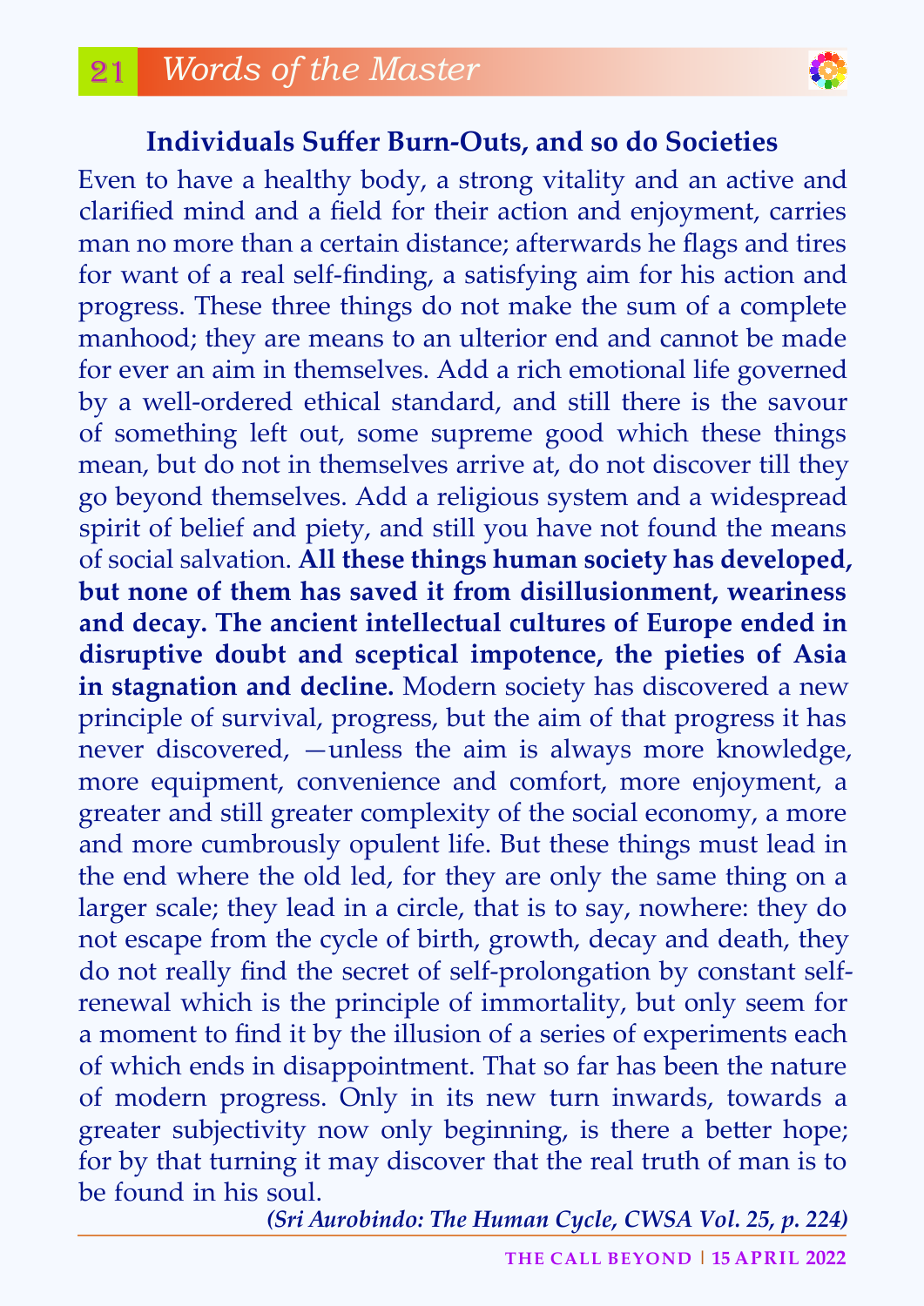## Individuals Suffer Burn-Outs, and so do Societies

Even to have a healthy body, a strong vitality and an active and clarified mind and a field for their action and enjoyment, carries man no more than a certain distance; afterwards he flags and tires for want of a real self-finding, a satisfying aim for his action and progress. These three things do not make the sum of a complete manhood; they are means to an ulterior end and cannot be made for ever an aim in themselves. Add a rich emotional life governed by a well-ordered ethical standard, and still there is the savour of something left out, some supreme good which these things mean, but do not in themselves arrive at, do not discover till they go beyond themselves. Add a religious system and a widespread spirit of belief and piety, and still you have not found the means of social salvation. **All these things human society has developed, but none of them has saved it from disillusionment, weariness and decay. The ancient intellectual cultures of Europe ended in disruptive doubt and sceptical impotence, the pieties of Asia in stagnation and decline.** Modern society has discovered a new principle of survival, progress, but the aim of that progress it has never discovered, —unless the aim is always more knowledge, more equipment, convenience and comfort, more enjoyment, a greater and still greater complexity of the social economy, a more and more cumbrously opulent life. But these things must lead in the end where the old led, for they are only the same thing on a larger scale; they lead in a circle, that is to say, nowhere: they do not escape from the cycle of birth, growth, decay and death, they do not really find the secret of self-prolongation by constant self-renewal which is the principle of immortality, but only seem for a moment to find it by the illusion of a series of experiments each of which ends in disappointment. That so far has been the nature of modern progress. Only in its new turn inwards, towards a greater subjectivity now only beginning, is there a better hope; for by that turning it may discover that the real truth of man is to be found in his soul.

***(Sri Aurobindo: The Human Cycle, CWSA Vol. 25, p. 224)***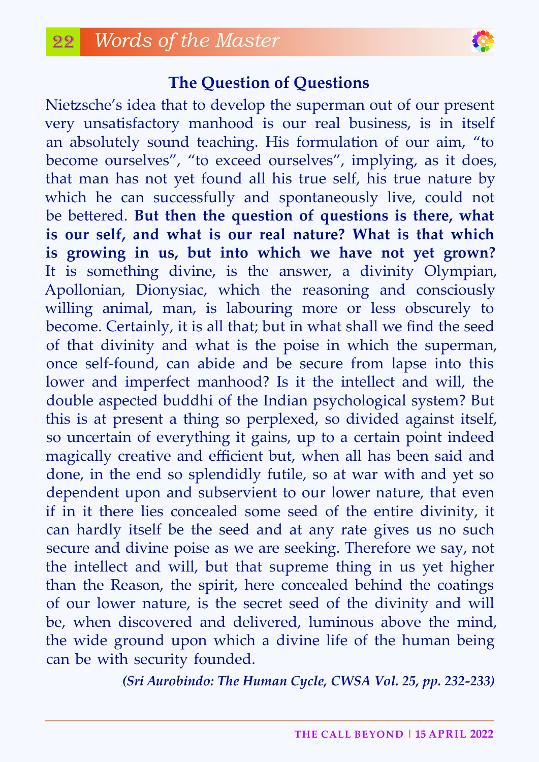## The Question of Questions

Nietzsche's idea that to develop the superman out of our present very unsatisfactory manhood is our real business, is in itself an absolutely sound teaching. His formulation of our aim, "to become ourselves", "to exceed ourselves", implying, as it does, that man has not yet found all his true self, his true nature by which he can successfully and spontaneously live, could not be bettered. **But then the question of questions is there, what is our self, and what is our real nature? What is that which is growing in us, but into which we have not yet grown?** It is something divine, is the answer, a divinity Olympian, Apollonian, Dionysiac, which the reasoning and consciously willing animal, man, is labouring more or less obscurely to become. Certainly, it is all that; but in what shall we find the seed of that divinity and what is the poise in which the superman, once self-found, can abide and be secure from lapse into this lower and imperfect manhood? Is it the intellect and will, the double aspected buddhi of the Indian psychological system? But this is at present a thing so perplexed, so divided against itself, so uncertain of everything it gains, up to a certain point indeed magically creative and efficient but, when all has been said and done, in the end so splendidly futile, so at war with and yet so dependent upon and subservient to our lower nature, that even if in it there lies concealed some seed of the entire divinity, it can hardly itself be the seed and at any rate gives us no such secure and divine poise as we are seeking. Therefore we say, not the intellect and will, but that supreme thing in us yet higher than the Reason, the spirit, here concealed behind the coatings of our lower nature, is the secret seed of the divinity and will be, when discovered and delivered, luminous above the mind, the wide ground upon which a divine life of the human being can be with security founded.

***(Sri Aurobindo: The Human Cycle, CWSA Vol. 25, pp. 232-233)***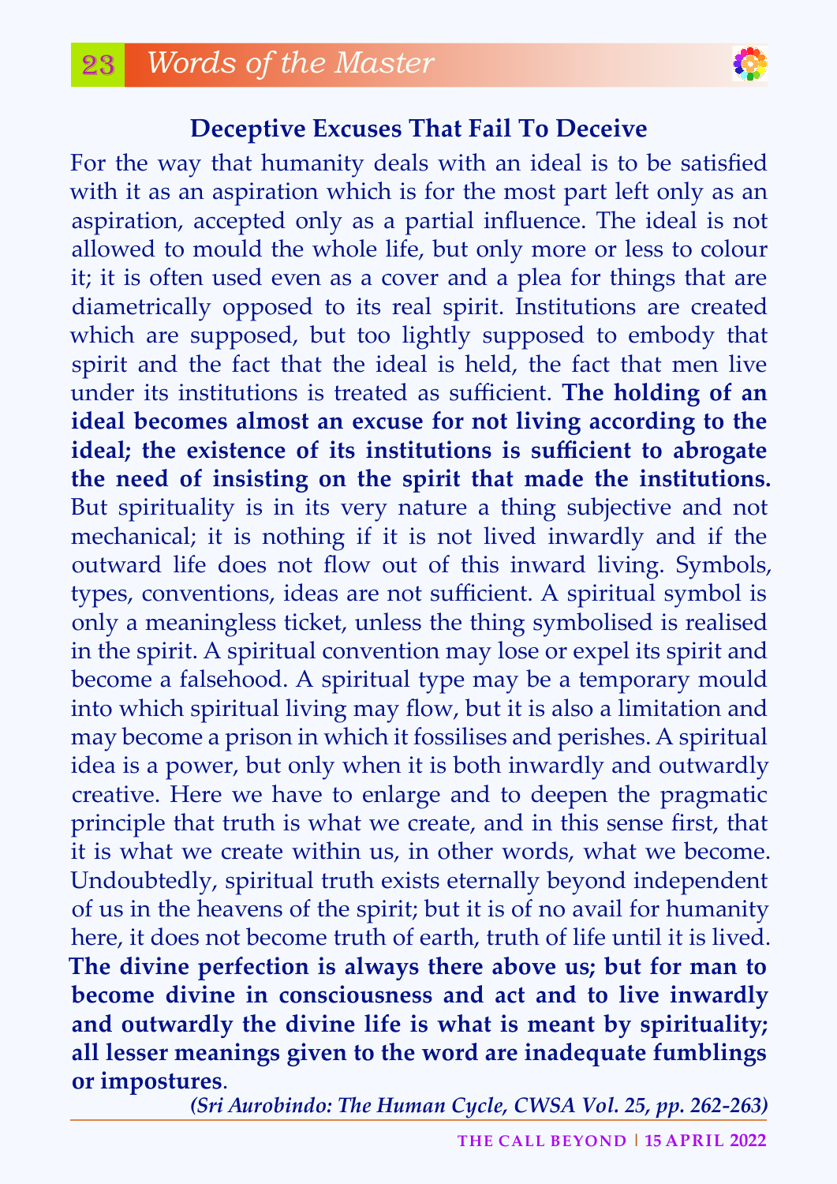## Words of the Master

### Deceptive Excuses That Fail To Deceive

For the way that humanity deals with an ideal is to be satisfied with it as an aspiration which is for the most part left only as an aspiration, accepted only as a partial influence. The ideal is not allowed to mould the whole life, but only more or less to colour it; it is often used even as a cover and a plea for things that are diametrically opposed to its real spirit. Institutions are created which are supposed, but too lightly supposed to embody that spirit and the fact that the ideal is held, the fact that men live under its institutions is treated as sufficient. **The holding of an ideal becomes almost an excuse for not living according to the ideal; the existence of its institutions is sufficient to abrogate the need of insisting on the spirit that made the institutions.** But spirituality is in its very nature a thing subjective and not mechanical; it is nothing if it is not lived inwardly and if the outward life does not flow out of this inward living. Symbols, types, conventions, ideas are not sufficient. A spiritual symbol is only a meaningless ticket, unless the thing symbolised is realised in the spirit. A spiritual convention may lose or expel its spirit and become a falsehood. A spiritual type may be a temporary mould into which spiritual living may flow, but it is also a limitation and may become a prison in which it fossilises and perishes. A spiritual idea is a power, but only when it is both inwardly and outwardly creative. Here we have to enlarge and to deepen the pragmatic principle that truth is what we create, and in this sense first, that it is what we create within us, in other words, what we become. Undoubtedly, spiritual truth exists eternally beyond independent of us in the heavens of the spirit; but it is of no avail for humanity here, it does not become truth of earth, truth of life until it is lived. **The divine perfection is always there above us; but for man to become divine in consciousness and act and to live inwardly and outwardly the divine life is what is meant by spirituality; all lesser meanings given to the word are inadequate fumblings or impostures**.

***(Sri Aurobindo: The Human Cycle, CWSA Vol. 25, pp. 262-263)***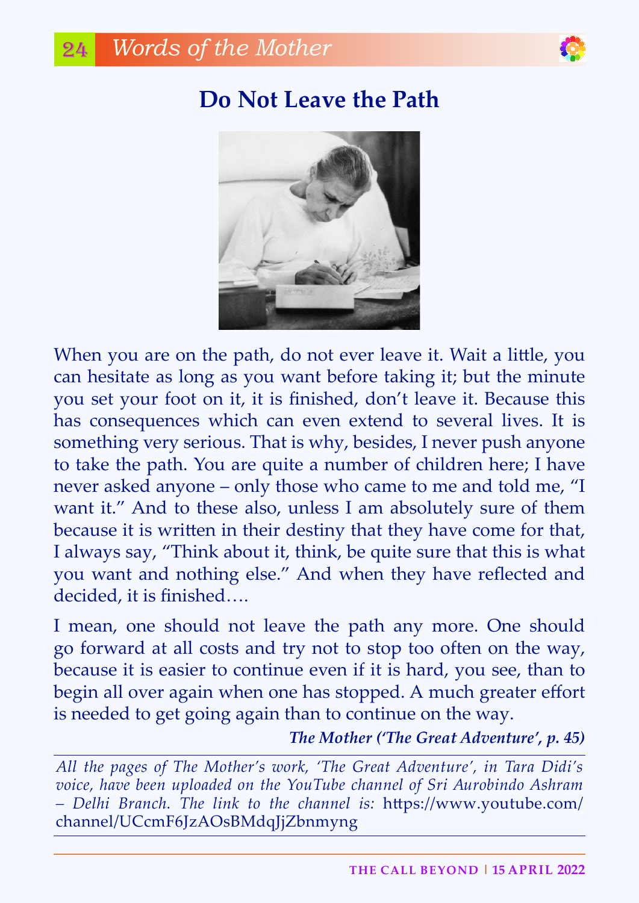# Do Not Leave the Path

When you are on the path, do not ever leave it. Wait a little, you can hesitate as long as you want before taking it; but the minute you set your foot on it, it is finished, don't leave it. Because this has consequences which can even extend to several lives. It is something very serious. That is why, besides, I never push anyone to take the path. You are quite a number of children here; I have never asked anyone – only those who came to me and told me, "I want it." And to these also, unless I am absolutely sure of them because it is written in their destiny that they have come for that, I always say, "Think about it, think, be quite sure that this is what you want and nothing else." And when they have reflected and decided, it is finished….

I mean, one should not leave the path any more. One should go forward at all costs and try not to stop too often on the way, because it is easier to continue even if it is hard, you see, than to begin all over again when one has stopped. A much greater effort is needed to get going again than to continue on the way.

***The Mother ('The Great Adventure', p. 45)***

---

*All the pages of The Mother's work, 'The Great Adventure', in Tara Didi's voice, have been uploaded on the YouTube channel of Sri Aurobindo Ashram – Delhi Branch. The link to the channel is:* https://www.youtube.com/channel/UCcmF6JzAOsBMdqJjZbnmyng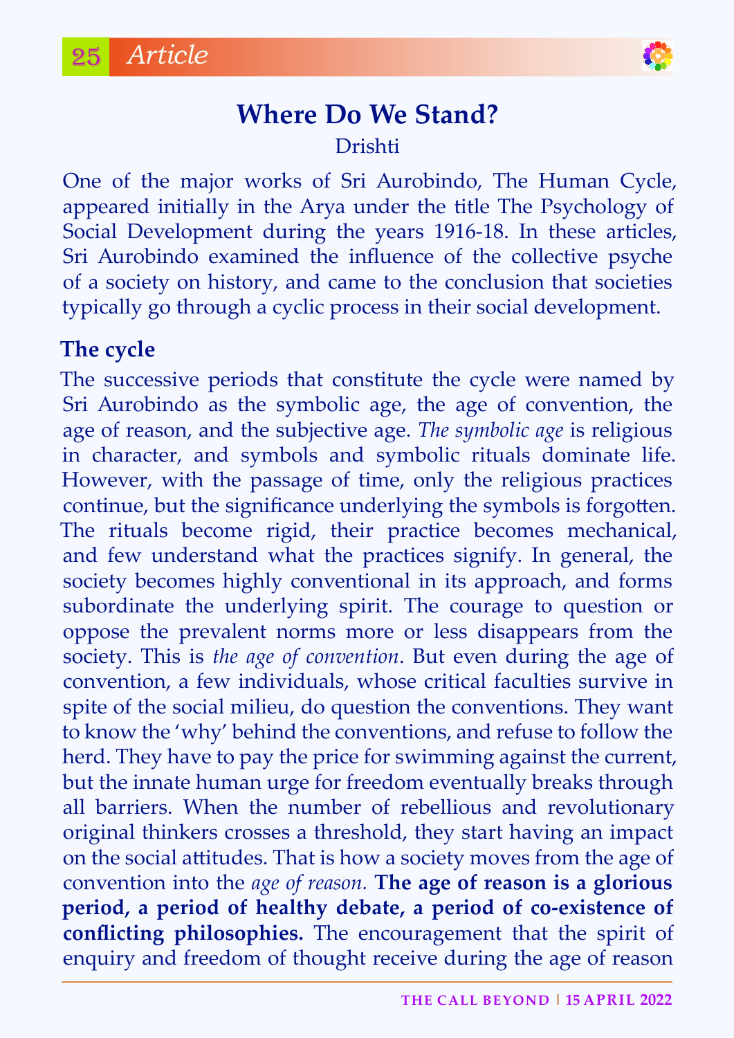# Where Do We Stand?

Drishti

One of the major works of Sri Aurobindo, The Human Cycle, appeared initially in the Arya under the title The Psychology of Social Development during the years 1916-18. In these articles, Sri Aurobindo examined the influence of the collective psyche of a society on history, and came to the conclusion that societies typically go through a cyclic process in their social development.

## The cycle

The successive periods that constitute the cycle were named by Sri Aurobindo as the symbolic age, the age of convention, the age of reason, and the subjective age. *The symbolic age* is religious in character, and symbols and symbolic rituals dominate life. However, with the passage of time, only the religious practices continue, but the significance underlying the symbols is forgotten. The rituals become rigid, their practice becomes mechanical, and few understand what the practices signify. In general, the society becomes highly conventional in its approach, and forms subordinate the underlying spirit. The courage to question or oppose the prevalent norms more or less disappears from the society. This is *the age of convention*. But even during the age of convention, a few individuals, whose critical faculties survive in spite of the social milieu, do question the conventions. They want to know the 'why' behind the conventions, and refuse to follow the herd. They have to pay the price for swimming against the current, but the innate human urge for freedom eventually breaks through all barriers. When the number of rebellious and revolutionary original thinkers crosses a threshold, they start having an impact on the social attitudes. That is how a society moves from the age of convention into the *age of reason.* **The age of reason is a glorious period, a period of healthy debate, a period of co-existence of conflicting philosophies.** The encouragement that the spirit of enquiry and freedom of thought receive during the age of reason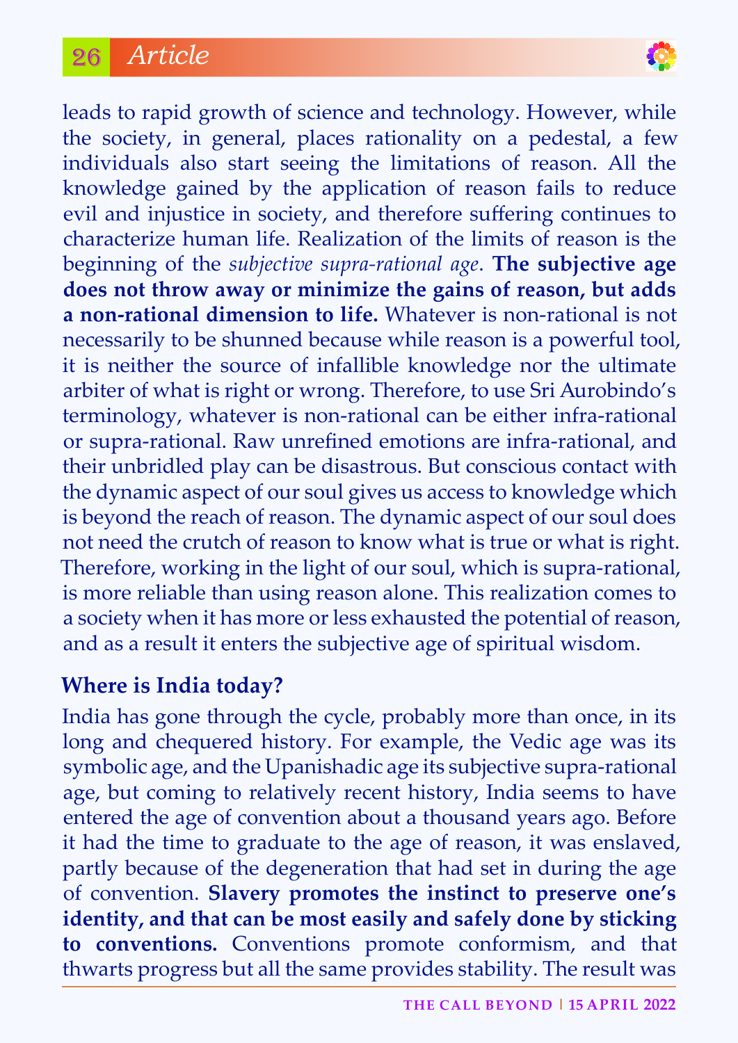leads to rapid growth of science and technology. However, while the society, in general, places rationality on a pedestal, a few individuals also start seeing the limitations of reason. All the knowledge gained by the application of reason fails to reduce evil and injustice in society, and therefore suffering continues to characterize human life. Realization of the limits of reason is the beginning of the *subjective supra-rational age*. **The subjective age does not throw away or minimize the gains of reason, but adds a non-rational dimension to life.** Whatever is non-rational is not necessarily to be shunned because while reason is a powerful tool, it is neither the source of infallible knowledge nor the ultimate arbiter of what is right or wrong. Therefore, to use Sri Aurobindo's terminology, whatever is non-rational can be either infra-rational or supra-rational. Raw unrefined emotions are infra-rational, and their unbridled play can be disastrous. But conscious contact with the dynamic aspect of our soul gives us access to knowledge which is beyond the reach of reason. The dynamic aspect of our soul does not need the crutch of reason to know what is true or what is right. Therefore, working in the light of our soul, which is supra-rational, is more reliable than using reason alone. This realization comes to a society when it has more or less exhausted the potential of reason, and as a result it enters the subjective age of spiritual wisdom.

### Where is India today?

India has gone through the cycle, probably more than once, in its long and chequered history. For example, the Vedic age was its symbolic age, and the Upanishadic age its subjective supra-rational age, but coming to relatively recent history, India seems to have entered the age of convention about a thousand years ago. Before it had the time to graduate to the age of reason, it was enslaved, partly because of the degeneration that had set in during the age of convention. **Slavery promotes the instinct to preserve one's identity, and that can be most easily and safely done by sticking to conventions.** Conventions promote conformism, and that thwarts progress but all the same provides stability. The result was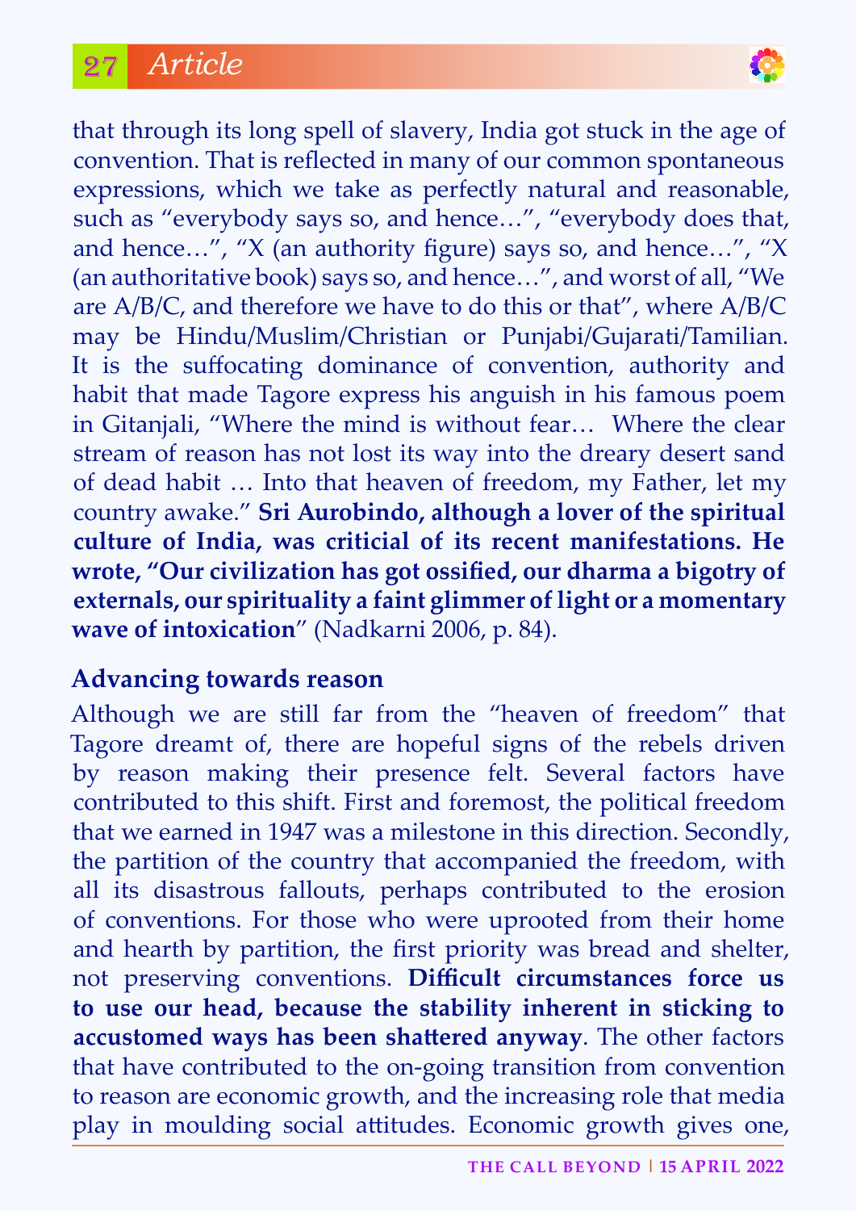that through its long spell of slavery, India got stuck in the age of convention. That is reflected in many of our common spontaneous expressions, which we take as perfectly natural and reasonable, such as "everybody says so, and hence…", "everybody does that, and hence…", "X (an authority figure) says so, and hence…", "X (an authoritative book) says so, and hence…", and worst of all, "We are A/B/C, and therefore we have to do this or that", where A/B/C may be Hindu/Muslim/Christian or Punjabi/Gujarati/Tamilian. It is the suffocating dominance of convention, authority and habit that made Tagore express his anguish in his famous poem in Gitanjali, "Where the mind is without fear… Where the clear stream of reason has not lost its way into the dreary desert sand of dead habit … Into that heaven of freedom, my Father, let my country awake." **Sri Aurobindo, although a lover of the spiritual culture of India, was criticial of its recent manifestations. He wrote, "Our civilization has got ossified, our dharma a bigotry of externals, our spirituality a faint glimmer of light or a momentary wave of intoxication**" (Nadkarni 2006, p. 84).

### Advancing towards reason

Although we are still far from the "heaven of freedom" that Tagore dreamt of, there are hopeful signs of the rebels driven by reason making their presence felt. Several factors have contributed to this shift. First and foremost, the political freedom that we earned in 1947 was a milestone in this direction. Secondly, the partition of the country that accompanied the freedom, with all its disastrous fallouts, perhaps contributed to the erosion of conventions. For those who were uprooted from their home and hearth by partition, the first priority was bread and shelter, not preserving conventions. **Difficult circumstances force us to use our head, because the stability inherent in sticking to accustomed ways has been shattered anyway**. The other factors that have contributed to the on-going transition from convention to reason are economic growth, and the increasing role that media play in moulding social attitudes. Economic growth gives one,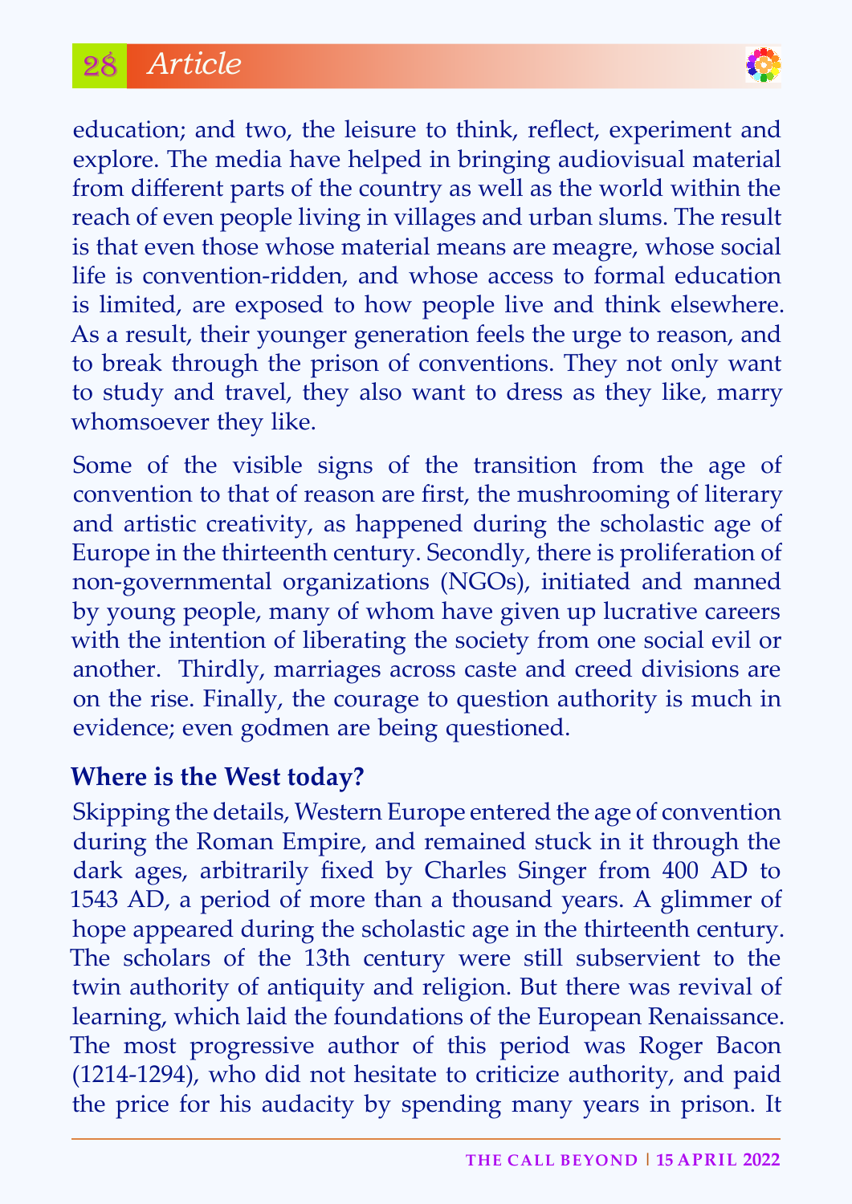education; and two, the leisure to think, reflect, experiment and explore. The media have helped in bringing audiovisual material from different parts of the country as well as the world within the reach of even people living in villages and urban slums. The result is that even those whose material means are meagre, whose social life is convention-ridden, and whose access to formal education is limited, are exposed to how people live and think elsewhere. As a result, their younger generation feels the urge to reason, and to break through the prison of conventions. They not only want to study and travel, they also want to dress as they like, marry whomsoever they like.

Some of the visible signs of the transition from the age of convention to that of reason are first, the mushrooming of literary and artistic creativity, as happened during the scholastic age of Europe in the thirteenth century. Secondly, there is proliferation of non-governmental organizations (NGOs), initiated and manned by young people, many of whom have given up lucrative careers with the intention of liberating the society from one social evil or another. Thirdly, marriages across caste and creed divisions are on the rise. Finally, the courage to question authority is much in evidence; even godmen are being questioned.

### Where is the West today?

Skipping the details, Western Europe entered the age of convention during the Roman Empire, and remained stuck in it through the dark ages, arbitrarily fixed by Charles Singer from 400 AD to 1543 AD, a period of more than a thousand years. A glimmer of hope appeared during the scholastic age in the thirteenth century. The scholars of the 13th century were still subservient to the twin authority of antiquity and religion. But there was revival of learning, which laid the foundations of the European Renaissance. The most progressive author of this period was Roger Bacon (1214-1294), who did not hesitate to criticize authority, and paid the price for his audacity by spending many years in prison. It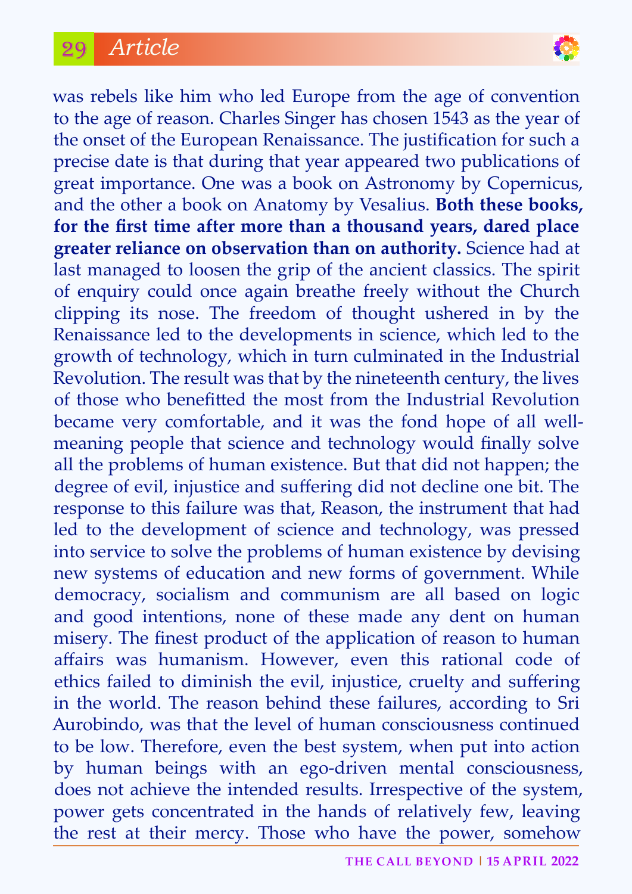was rebels like him who led Europe from the age of convention to the age of reason. Charles Singer has chosen 1543 as the year of the onset of the European Renaissance. The justification for such a precise date is that during that year appeared two publications of great importance. One was a book on Astronomy by Copernicus, and the other a book on Anatomy by Vesalius. **Both these books, for the first time after more than a thousand years, dared place greater reliance on observation than on authority.** Science had at last managed to loosen the grip of the ancient classics. The spirit of enquiry could once again breathe freely without the Church clipping its nose. The freedom of thought ushered in by the Renaissance led to the developments in science, which led to the growth of technology, which in turn culminated in the Industrial Revolution. The result was that by the nineteenth century, the lives of those who benefitted the most from the Industrial Revolution became very comfortable, and it was the fond hope of all well-meaning people that science and technology would finally solve all the problems of human existence. But that did not happen; the degree of evil, injustice and suffering did not decline one bit. The response to this failure was that, Reason, the instrument that had led to the development of science and technology, was pressed into service to solve the problems of human existence by devising new systems of education and new forms of government. While democracy, socialism and communism are all based on logic and good intentions, none of these made any dent on human misery. The finest product of the application of reason to human affairs was humanism. However, even this rational code of ethics failed to diminish the evil, injustice, cruelty and suffering in the world. The reason behind these failures, according to Sri Aurobindo, was that the level of human consciousness continued to be low. Therefore, even the best system, when put into action by human beings with an ego-driven mental consciousness, does not achieve the intended results. Irrespective of the system, power gets concentrated in the hands of relatively few, leaving the rest at their mercy. Those who have the power, somehow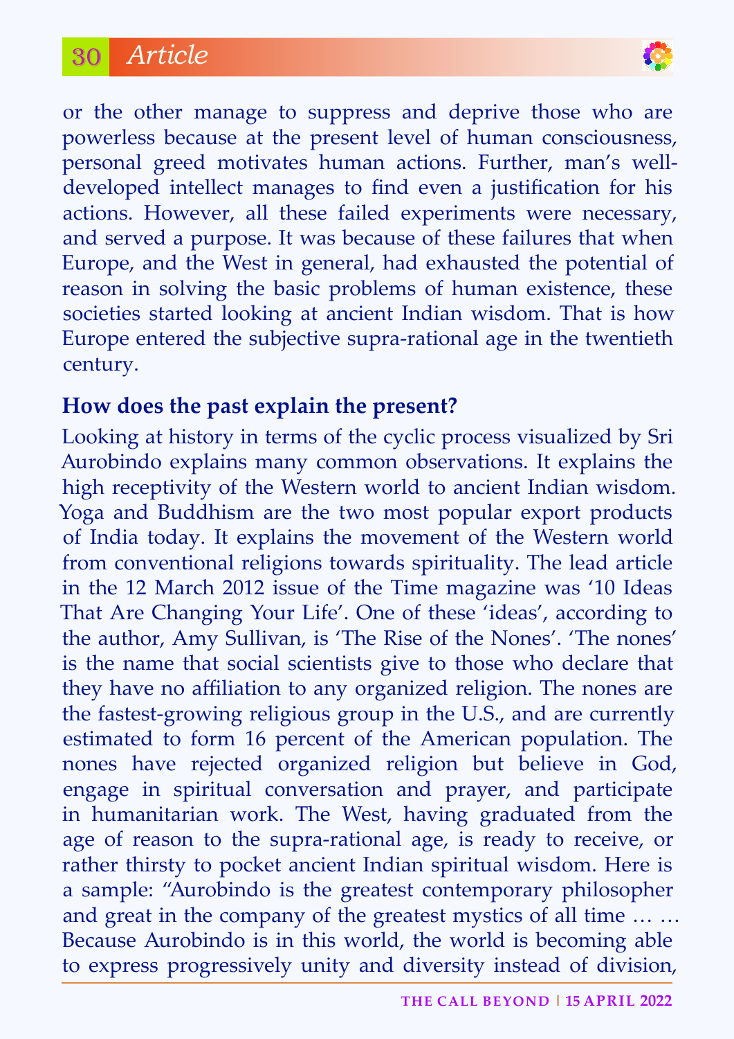or the other manage to suppress and deprive those who are powerless because at the present level of human consciousness, personal greed motivates human actions. Further, man's well-developed intellect manages to find even a justification for his actions. However, all these failed experiments were necessary, and served a purpose. It was because of these failures that when Europe, and the West in general, had exhausted the potential of reason in solving the basic problems of human existence, these societies started looking at ancient Indian wisdom. That is how Europe entered the subjective supra-rational age in the twentieth century.

**How does the past explain the present?**

Looking at history in terms of the cyclic process visualized by Sri Aurobindo explains many common observations. It explains the high receptivity of the Western world to ancient Indian wisdom. Yoga and Buddhism are the two most popular export products of India today. It explains the movement of the Western world from conventional religions towards spirituality. The lead article in the 12 March 2012 issue of the Time magazine was '10 Ideas That Are Changing Your Life'. One of these 'ideas', according to the author, Amy Sullivan, is 'The Rise of the Nones'. 'The nones' is the name that social scientists give to those who declare that they have no affiliation to any organized religion. The nones are the fastest-growing religious group in the U.S., and are currently estimated to form 16 percent of the American population. The nones have rejected organized religion but believe in God, engage in spiritual conversation and prayer, and participate in humanitarian work. The West, having graduated from the age of reason to the supra-rational age, is ready to receive, or rather thirsty to pocket ancient Indian spiritual wisdom. Here is a sample: "Aurobindo is the greatest contemporary philosopher and great in the company of the greatest mystics of all time … … Because Aurobindo is in this world, the world is becoming able to express progressively unity and diversity instead of division,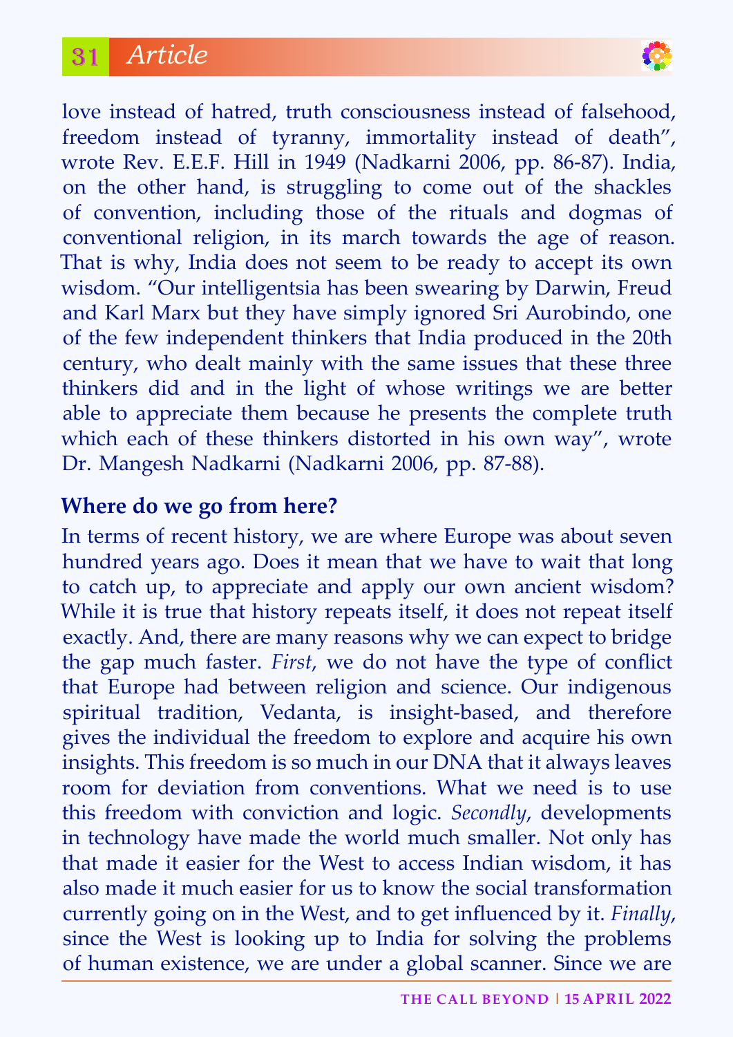love instead of hatred, truth consciousness instead of falsehood, freedom instead of tyranny, immortality instead of death", wrote Rev. E.E.F. Hill in 1949 (Nadkarni 2006, pp. 86-87). India, on the other hand, is struggling to come out of the shackles of convention, including those of the rituals and dogmas of conventional religion, in its march towards the age of reason. That is why, India does not seem to be ready to accept its own wisdom. "Our intelligentsia has been swearing by Darwin, Freud and Karl Marx but they have simply ignored Sri Aurobindo, one of the few independent thinkers that India produced in the 20th century, who dealt mainly with the same issues that these three thinkers did and in the light of whose writings we are better able to appreciate them because he presents the complete truth which each of these thinkers distorted in his own way", wrote Dr. Mangesh Nadkarni (Nadkarni 2006, pp. 87-88).

## Where do we go from here?

In terms of recent history, we are where Europe was about seven hundred years ago. Does it mean that we have to wait that long to catch up, to appreciate and apply our own ancient wisdom? While it is true that history repeats itself, it does not repeat itself exactly. And, there are many reasons why we can expect to bridge the gap much faster. *First*, we do not have the type of conflict that Europe had between religion and science. Our indigenous spiritual tradition, Vedanta, is insight-based, and therefore gives the individual the freedom to explore and acquire his own insights. This freedom is so much in our DNA that it always leaves room for deviation from conventions. What we need is to use this freedom with conviction and logic. *Secondly*, developments in technology have made the world much smaller. Not only has that made it easier for the West to access Indian wisdom, it has also made it much easier for us to know the social transformation currently going on in the West, and to get influenced by it. *Finally*, since the West is looking up to India for solving the problems of human existence, we are under a global scanner. Since we are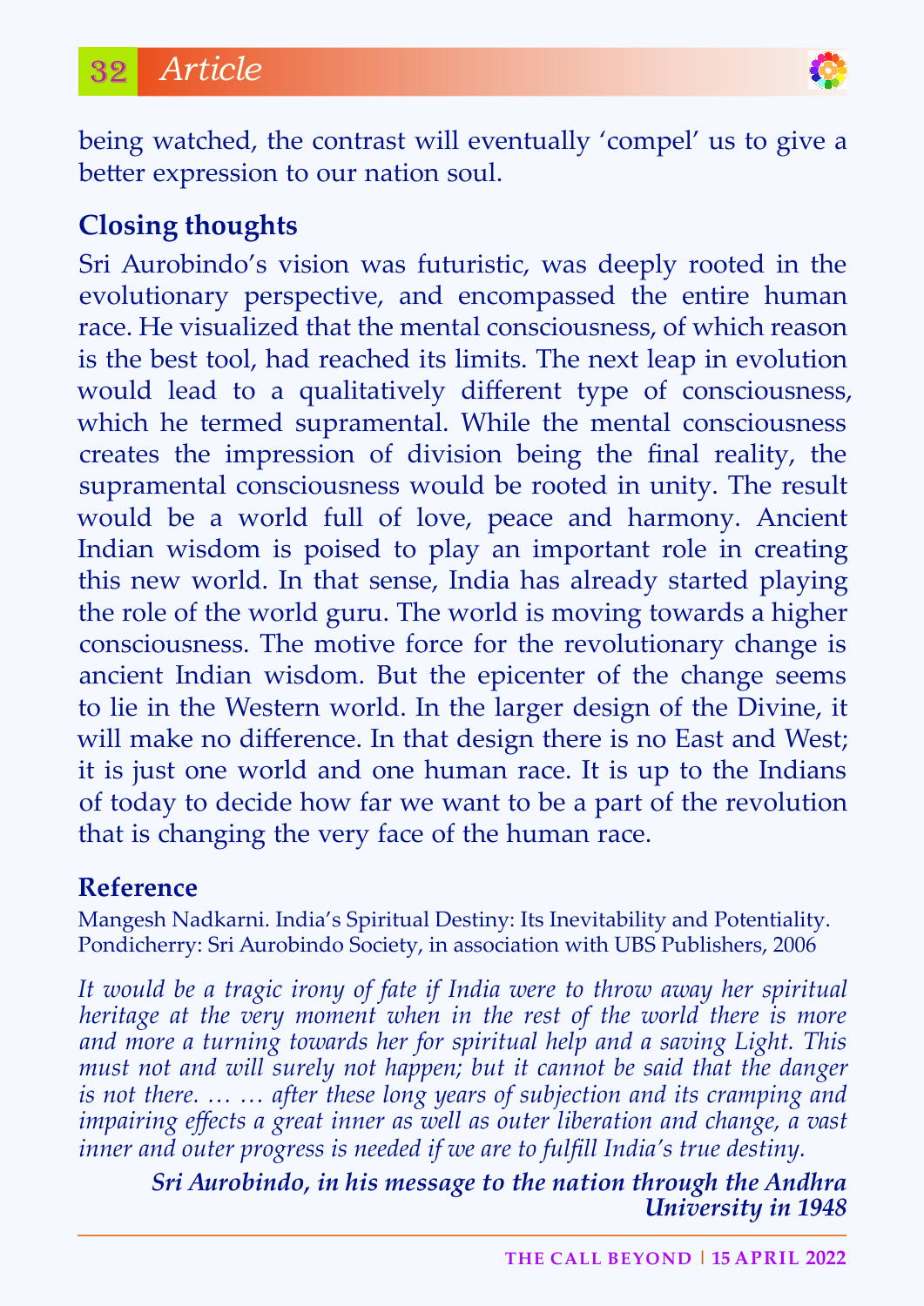being watched, the contrast will eventually 'compel' us to give a better expression to our nation soul.

## Closing thoughts

Sri Aurobindo's vision was futuristic, was deeply rooted in the evolutionary perspective, and encompassed the entire human race. He visualized that the mental consciousness, of which reason is the best tool, had reached its limits. The next leap in evolution would lead to a qualitatively different type of consciousness, which he termed supramental. While the mental consciousness creates the impression of division being the final reality, the supramental consciousness would be rooted in unity. The result would be a world full of love, peace and harmony. Ancient Indian wisdom is poised to play an important role in creating this new world. In that sense, India has already started playing the role of the world guru. The world is moving towards a higher consciousness. The motive force for the revolutionary change is ancient Indian wisdom. But the epicenter of the change seems to lie in the Western world. In the larger design of the Divine, it will make no difference. In that design there is no East and West; it is just one world and one human race. It is up to the Indians of today to decide how far we want to be a part of the revolution that is changing the very face of the human race.

## Reference

Mangesh Nadkarni. India's Spiritual Destiny: Its Inevitability and Potentiality. Pondicherry: Sri Aurobindo Society, in association with UBS Publishers, 2006

*It would be a tragic irony of fate if India were to throw away her spiritual heritage at the very moment when in the rest of the world there is more and more a turning towards her for spiritual help and a saving Light. This must not and will surely not happen; but it cannot be said that the danger is not there. … … after these long years of subjection and its cramping and impairing effects a great inner as well as outer liberation and change, a vast inner and outer progress is needed if we are to fulfill India's true destiny.*

***Sri Aurobindo, in his message to the nation through the Andhra University in 1948***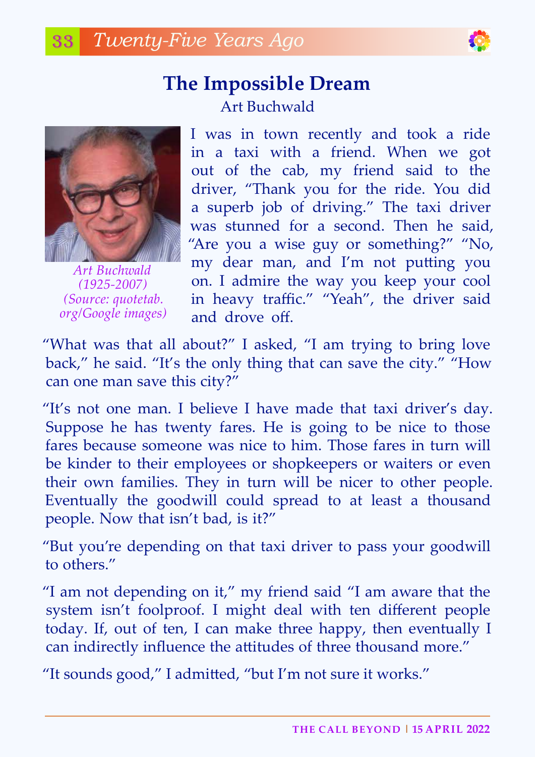## The Impossible Dream

Art Buchwald

*Art Buchwald (1925-2007) (Source: quotetab.org/Google images)*

I was in town recently and took a ride in a taxi with a friend. When we got out of the cab, my friend said to the driver, "Thank you for the ride. You did a superb job of driving." The taxi driver was stunned for a second. Then he said, "Are you a wise guy or something?" "No, my dear man, and I'm not putting you on. I admire the way you keep your cool in heavy traffic." "Yeah", the driver said and drove off.

"What was that all about?" I asked, "I am trying to bring love back," he said. "It's the only thing that can save the city." "How can one man save this city?"

"It's not one man. I believe I have made that taxi driver's day. Suppose he has twenty fares. He is going to be nice to those fares because someone was nice to him. Those fares in turn will be kinder to their employees or shopkeepers or waiters or even their own families. They in turn will be nicer to other people. Eventually the goodwill could spread to at least a thousand people. Now that isn't bad, is it?"

"But you're depending on that taxi driver to pass your goodwill to others."

"I am not depending on it," my friend said "I am aware that the system isn't foolproof. I might deal with ten different people today. If, out of ten, I can make three happy, then eventually I can indirectly influence the attitudes of three thousand more."

"It sounds good," I admitted, "but I'm not sure it works."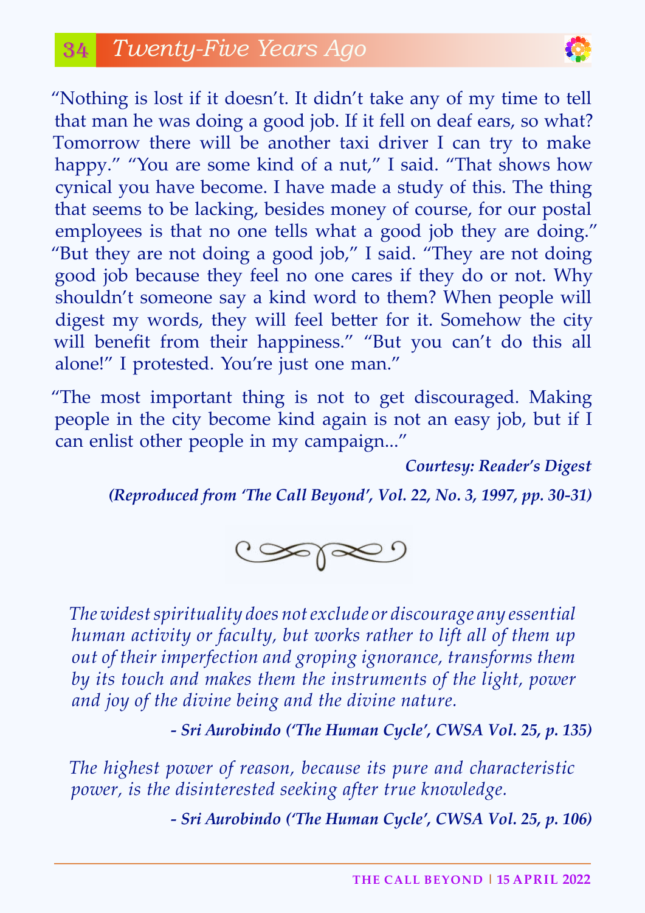"Nothing is lost if it doesn't. It didn't take any of my time to tell that man he was doing a good job. If it fell on deaf ears, so what? Tomorrow there will be another taxi driver I can try to make happy." "You are some kind of a nut," I said. "That shows how cynical you have become. I have made a study of this. The thing that seems to be lacking, besides money of course, for our postal employees is that no one tells what a good job they are doing." "But they are not doing a good job," I said. "They are not doing good job because they feel no one cares if they do or not. Why shouldn't someone say a kind word to them? When people will digest my words, they will feel better for it. Somehow the city will benefit from their happiness." "But you can't do this all alone!" I protested. You're just one man."

"The most important thing is not to get discouraged. Making people in the city become kind again is not an easy job, but if I can enlist other people in my campaign..."

***Courtesy: Reader's Digest***

***(Reproduced from 'The Call Beyond', Vol. 22, No. 3, 1997, pp. 30-31)***

*The widest spirituality does not exclude or discourage any essential human activity or faculty, but works rather to lift all of them up out of their imperfection and groping ignorance, transforms them by its touch and makes them the instruments of the light, power and joy of the divine being and the divine nature.*

***- Sri Aurobindo ('The Human Cycle', CWSA Vol. 25, p. 135)***

*The highest power of reason, because its pure and characteristic power, is the disinterested seeking after true knowledge.*

***- Sri Aurobindo ('The Human Cycle', CWSA Vol. 25, p. 106)***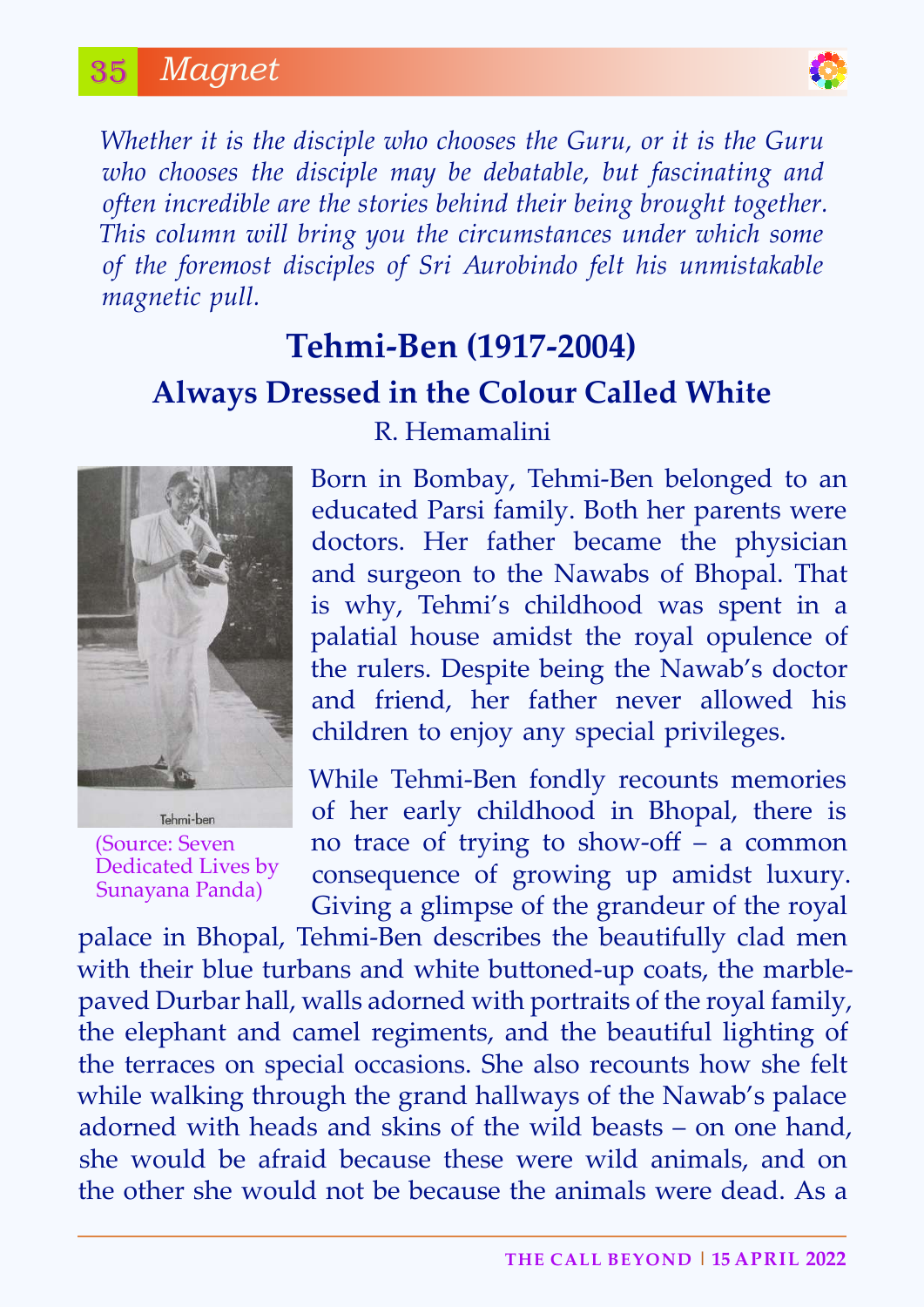*Whether it is the disciple who chooses the Guru, or it is the Guru who chooses the disciple may be debatable, but fascinating and often incredible are the stories behind their being brought together. This column will bring you the circumstances under which some of the foremost disciples of Sri Aurobindo felt his unmistakable magnetic pull.*

# Tehmi-Ben (1917-2004)

## Always Dressed in the Colour Called White

R. Hemamalini

Tehmi-ben

(Source: Seven Dedicated Lives by Sunayana Panda)

Born in Bombay, Tehmi-Ben belonged to an educated Parsi family. Both her parents were doctors. Her father became the physician and surgeon to the Nawabs of Bhopal. That is why, Tehmi's childhood was spent in a palatial house amidst the royal opulence of the rulers. Despite being the Nawab's doctor and friend, her father never allowed his children to enjoy any special privileges.

While Tehmi-Ben fondly recounts memories of her early childhood in Bhopal, there is no trace of trying to show-off – a common consequence of growing up amidst luxury. Giving a glimpse of the grandeur of the royal palace in Bhopal, Tehmi-Ben describes the beautifully clad men with their blue turbans and white buttoned-up coats, the marble-paved Durbar hall, walls adorned with portraits of the royal family, the elephant and camel regiments, and the beautiful lighting of the terraces on special occasions. She also recounts how she felt while walking through the grand hallways of the Nawab's palace adorned with heads and skins of the wild beasts – on one hand, she would be afraid because these were wild animals, and on the other she would not be because the animals were dead. As a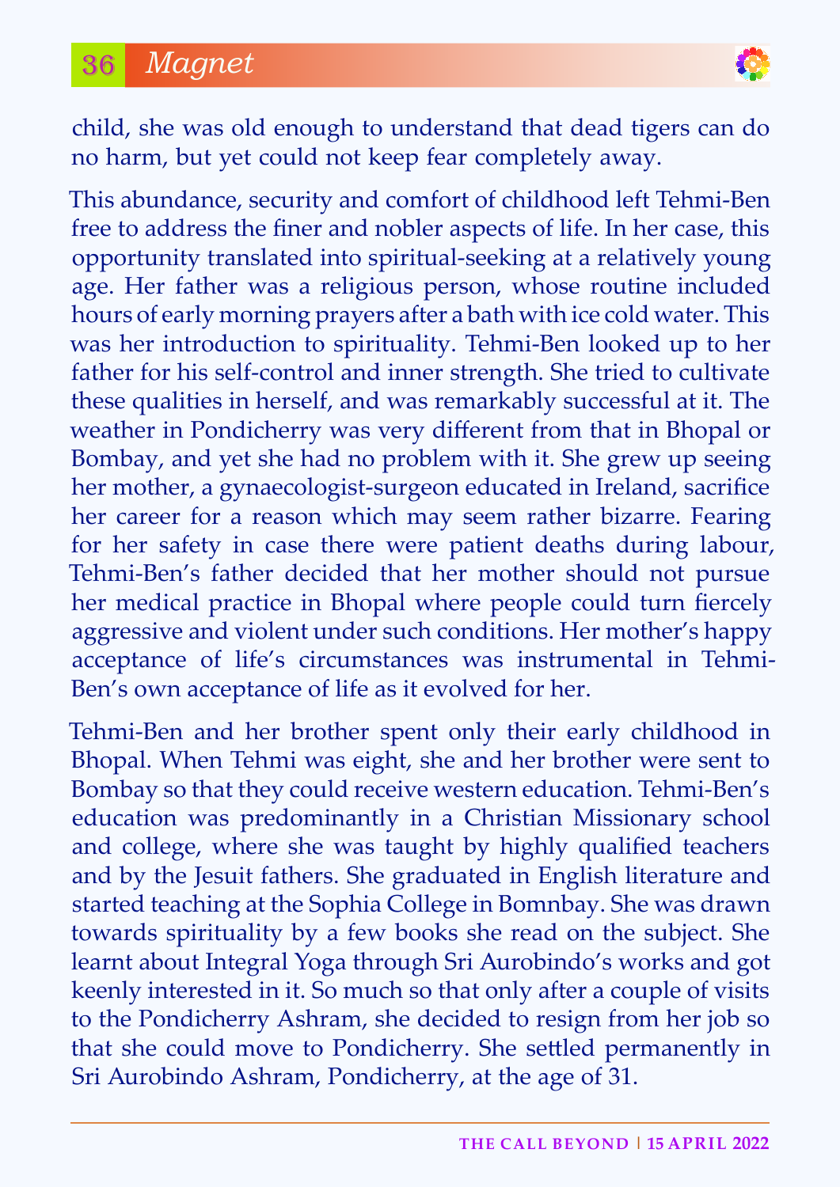child, she was old enough to understand that dead tigers can do no harm, but yet could not keep fear completely away.

This abundance, security and comfort of childhood left Tehmi-Ben free to address the finer and nobler aspects of life. In her case, this opportunity translated into spiritual-seeking at a relatively young age. Her father was a religious person, whose routine included hours of early morning prayers after a bath with ice cold water. This was her introduction to spirituality. Tehmi-Ben looked up to her father for his self-control and inner strength. She tried to cultivate these qualities in herself, and was remarkably successful at it. The weather in Pondicherry was very different from that in Bhopal or Bombay, and yet she had no problem with it. She grew up seeing her mother, a gynaecologist-surgeon educated in Ireland, sacrifice her career for a reason which may seem rather bizarre. Fearing for her safety in case there were patient deaths during labour, Tehmi-Ben's father decided that her mother should not pursue her medical practice in Bhopal where people could turn fiercely aggressive and violent under such conditions. Her mother's happy acceptance of life's circumstances was instrumental in Tehmi-Ben's own acceptance of life as it evolved for her.

Tehmi-Ben and her brother spent only their early childhood in Bhopal. When Tehmi was eight, she and her brother were sent to Bombay so that they could receive western education. Tehmi-Ben's education was predominantly in a Christian Missionary school and college, where she was taught by highly qualified teachers and by the Jesuit fathers. She graduated in English literature and started teaching at the Sophia College in Bomnbay. She was drawn towards spirituality by a few books she read on the subject. She learnt about Integral Yoga through Sri Aurobindo's works and got keenly interested in it. So much so that only after a couple of visits to the Pondicherry Ashram, she decided to resign from her job so that she could move to Pondicherry. She settled permanently in Sri Aurobindo Ashram, Pondicherry, at the age of 31.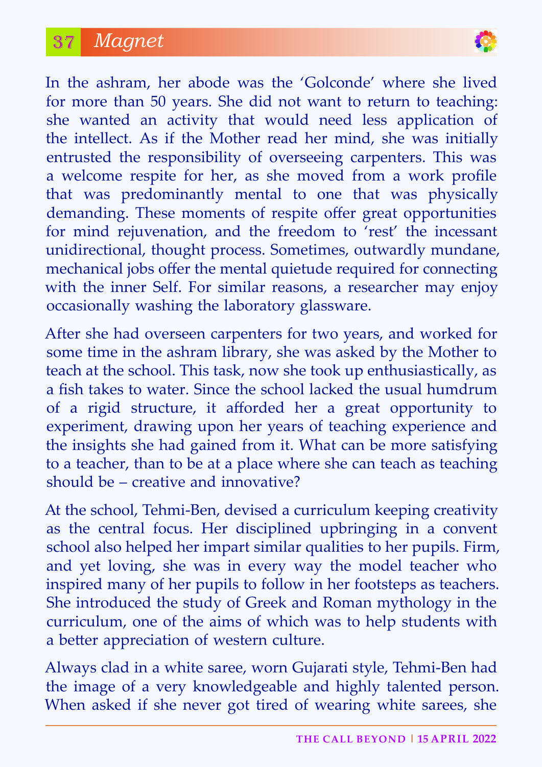In the ashram, her abode was the 'Golconde' where she lived for more than 50 years. She did not want to return to teaching: she wanted an activity that would need less application of the intellect. As if the Mother read her mind, she was initially entrusted the responsibility of overseeing carpenters. This was a welcome respite for her, as she moved from a work profile that was predominantly mental to one that was physically demanding. These moments of respite offer great opportunities for mind rejuvenation, and the freedom to 'rest' the incessant unidirectional, thought process. Sometimes, outwardly mundane, mechanical jobs offer the mental quietude required for connecting with the inner Self. For similar reasons, a researcher may enjoy occasionally washing the laboratory glassware.

After she had overseen carpenters for two years, and worked for some time in the ashram library, she was asked by the Mother to teach at the school. This task, now she took up enthusiastically, as a fish takes to water. Since the school lacked the usual humdrum of a rigid structure, it afforded her a great opportunity to experiment, drawing upon her years of teaching experience and the insights she had gained from it. What can be more satisfying to a teacher, than to be at a place where she can teach as teaching should be – creative and innovative?

At the school, Tehmi-Ben, devised a curriculum keeping creativity as the central focus. Her disciplined upbringing in a convent school also helped her impart similar qualities to her pupils. Firm, and yet loving, she was in every way the model teacher who inspired many of her pupils to follow in her footsteps as teachers. She introduced the study of Greek and Roman mythology in the curriculum, one of the aims of which was to help students with a better appreciation of western culture.

Always clad in a white saree, worn Gujarati style, Tehmi-Ben had the image of a very knowledgeable and highly talented person. When asked if she never got tired of wearing white sarees, she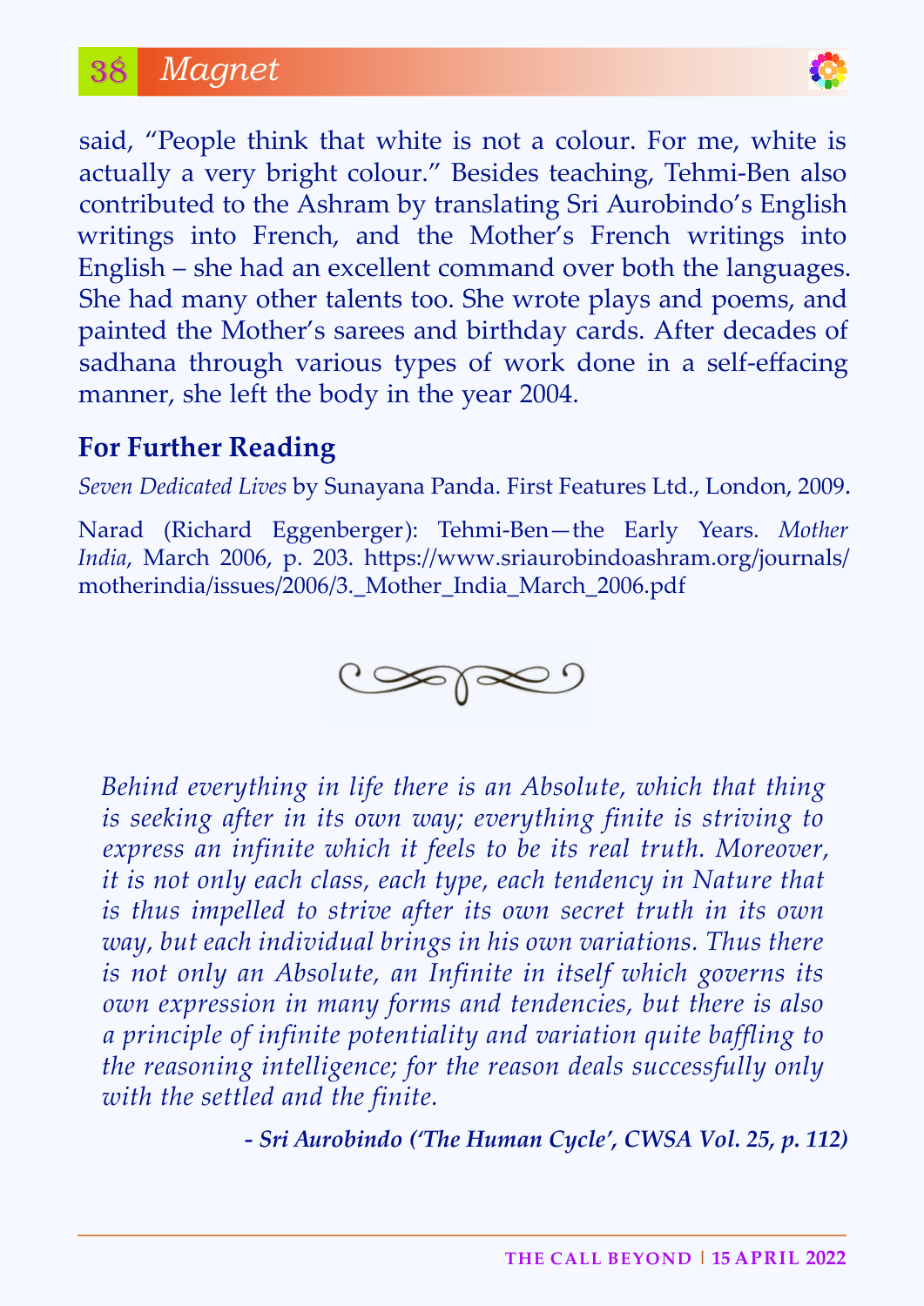said, "People think that white is not a colour. For me, white is actually a very bright colour." Besides teaching, Tehmi-Ben also contributed to the Ashram by translating Sri Aurobindo's English writings into French, and the Mother's French writings into English – she had an excellent command over both the languages. She had many other talents too. She wrote plays and poems, and painted the Mother's sarees and birthday cards. After decades of sadhana through various types of work done in a self-effacing manner, she left the body in the year 2004.

## For Further Reading

*Seven Dedicated Lives* by Sunayana Panda. First Features Ltd., London, 2009.

Narad (Richard Eggenberger): Tehmi-Ben—the Early Years. *Mother India*, March 2006, p. 203. https://www.sriaurobindoashram.org/journals/motherindia/issues/2006/3._Mother_India_March_2006.pdf

*Behind everything in life there is an Absolute, which that thing is seeking after in its own way; everything finite is striving to express an infinite which it feels to be its real truth. Moreover, it is not only each class, each type, each tendency in Nature that is thus impelled to strive after its own secret truth in its own way, but each individual brings in his own variations. Thus there is not only an Absolute, an Infinite in itself which governs its own expression in many forms and tendencies, but there is also a principle of infinite potentiality and variation quite baffling to the reasoning intelligence; for the reason deals successfully only with the settled and the finite.*

***- Sri Aurobindo ('The Human Cycle', CWSA Vol. 25, p. 112)***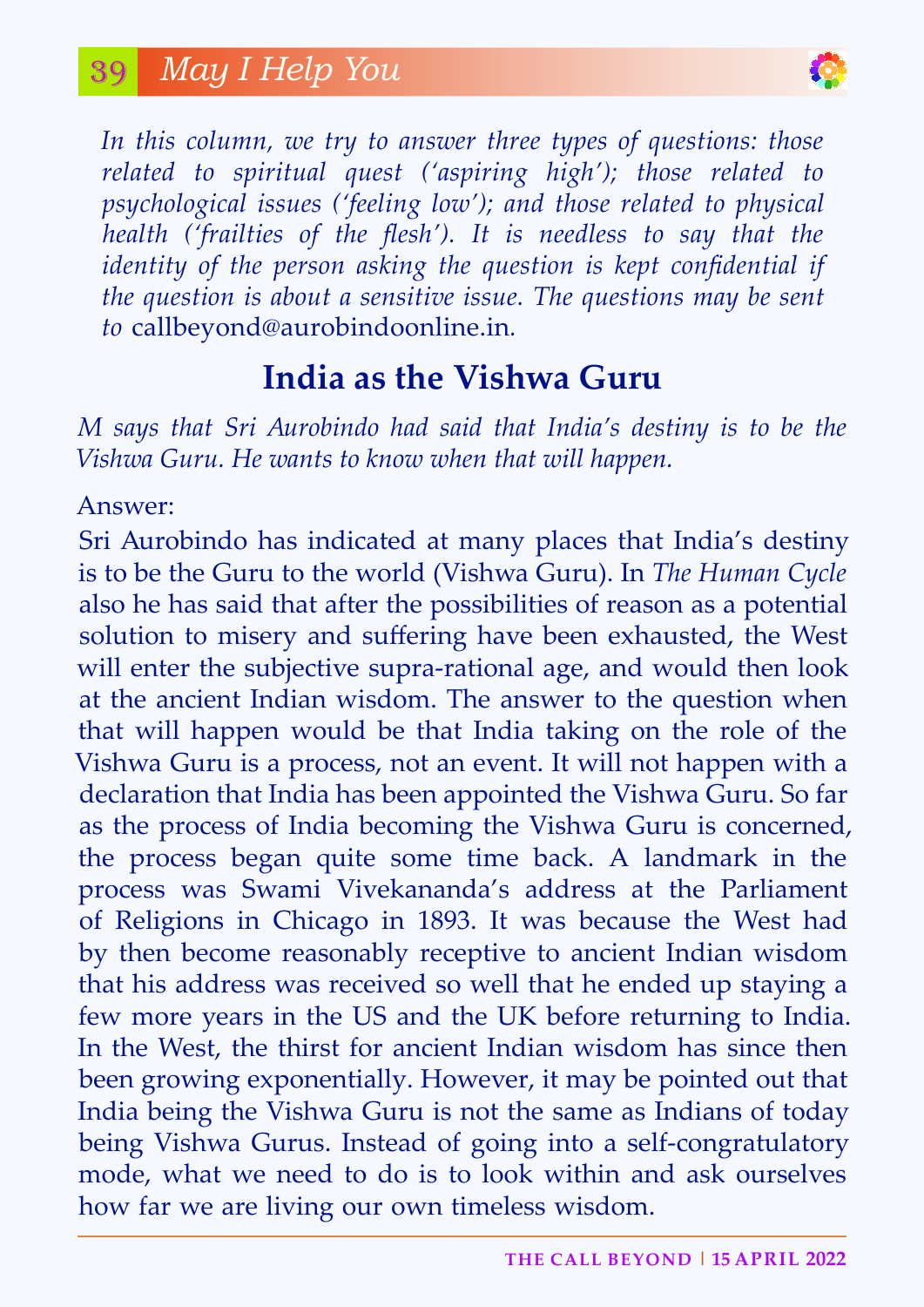## May I Help You

*In this column, we try to answer three types of questions: those related to spiritual quest ('aspiring high'); those related to psychological issues ('feeling low'); and those related to physical health ('frailties of the flesh'). It is needless to say that the identity of the person asking the question is kept confidential if the question is about a sensitive issue. The questions may be sent to* callbeyond@aurobindoonline.in.

# India as the Vishwa Guru

*M says that Sri Aurobindo had said that India's destiny is to be the Vishwa Guru. He wants to know when that will happen.*

Answer:

Sri Aurobindo has indicated at many places that India's destiny is to be the Guru to the world (Vishwa Guru). In *The Human Cycle* also he has said that after the possibilities of reason as a potential solution to misery and suffering have been exhausted, the West will enter the subjective supra-rational age, and would then look at the ancient Indian wisdom. The answer to the question when that will happen would be that India taking on the role of the Vishwa Guru is a process, not an event. It will not happen with a declaration that India has been appointed the Vishwa Guru. So far as the process of India becoming the Vishwa Guru is concerned, the process began quite some time back. A landmark in the process was Swami Vivekananda's address at the Parliament of Religions in Chicago in 1893. It was because the West had by then become reasonably receptive to ancient Indian wisdom that his address was received so well that he ended up staying a few more years in the US and the UK before returning to India. In the West, the thirst for ancient Indian wisdom has since then been growing exponentially. However, it may be pointed out that India being the Vishwa Guru is not the same as Indians of today being Vishwa Gurus. Instead of going into a self-congratulatory mode, what we need to do is to look within and ask ourselves how far we are living our own timeless wisdom.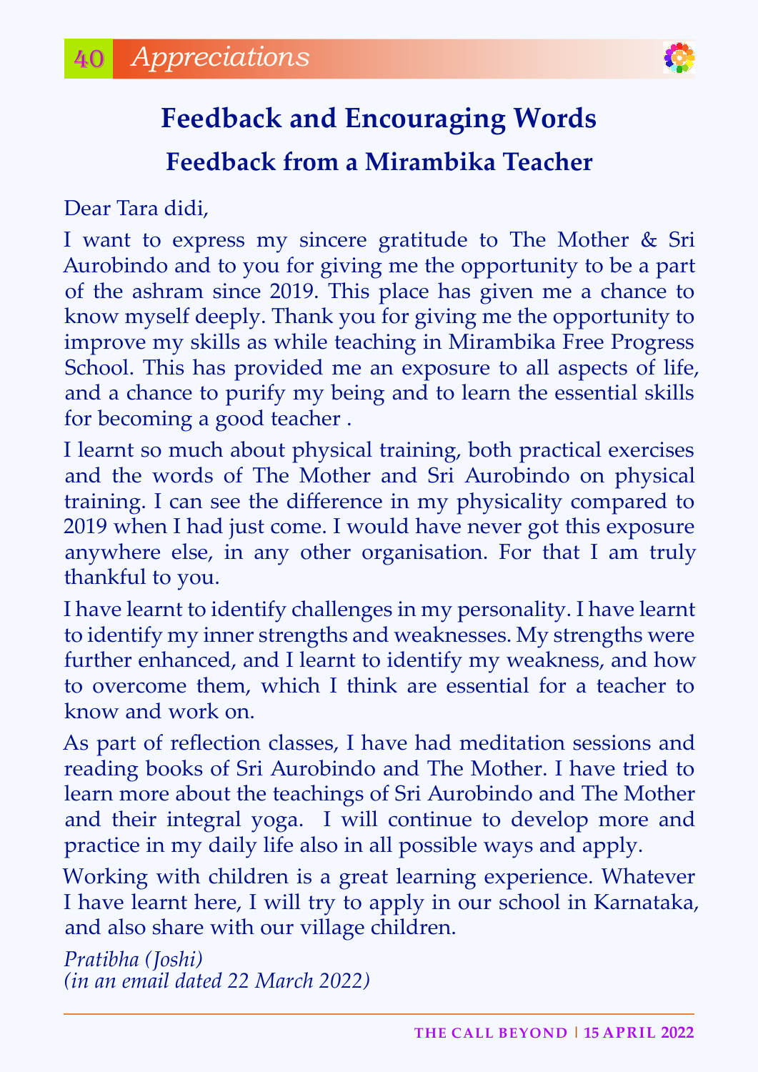## Feedback and Encouraging Words

### Feedback from a Mirambika Teacher

Dear Tara didi,

I want to express my sincere gratitude to The Mother & Sri Aurobindo and to you for giving me the opportunity to be a part of the ashram since 2019. This place has given me a chance to know myself deeply. Thank you for giving me the opportunity to improve my skills as while teaching in Mirambika Free Progress School. This has provided me an exposure to all aspects of life, and a chance to purify my being and to learn the essential skills for becoming a good teacher .

I learnt so much about physical training, both practical exercises and the words of The Mother and Sri Aurobindo on physical training. I can see the difference in my physicality compared to 2019 when I had just come. I would have never got this exposure anywhere else, in any other organisation. For that I am truly thankful to you.

I have learnt to identify challenges in my personality. I have learnt to identify my inner strengths and weaknesses. My strengths were further enhanced, and I learnt to identify my weakness, and how to overcome them, which I think are essential for a teacher to know and work on.

As part of reflection classes, I have had meditation sessions and reading books of Sri Aurobindo and The Mother. I have tried to learn more about the teachings of Sri Aurobindo and The Mother and their integral yoga. I will continue to develop more and practice in my daily life also in all possible ways and apply.

Working with children is a great learning experience. Whatever I have learnt here, I will try to apply in our school in Karnataka, and also share with our village children.

*Pratibha (Joshi)*
*(in an email dated 22 March 2022)*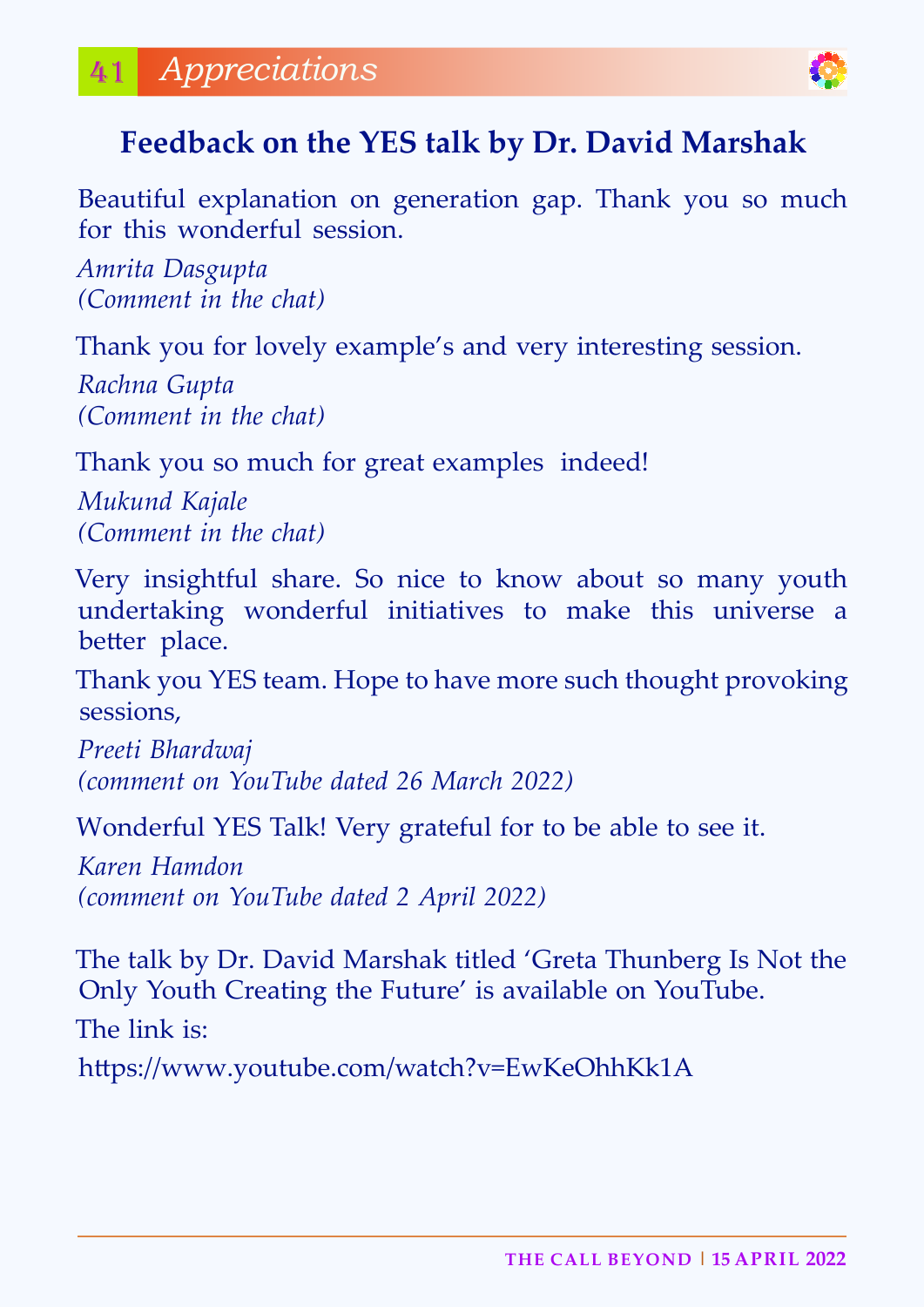## Appreciations

### Feedback on the YES talk by Dr. David Marshak

Beautiful explanation on generation gap. Thank you so much for this wonderful session.

*Amrita Dasgupta*
*(Comment in the chat)*

Thank you for lovely example's and very interesting session.

*Rachna Gupta*
*(Comment in the chat)*

Thank you so much for great examples indeed!

*Mukund Kajale*
*(Comment in the chat)*

Very insightful share. So nice to know about so many youth undertaking wonderful initiatives to make this universe a better place.

Thank you YES team. Hope to have more such thought provoking sessions,

*Preeti Bhardwaj*
*(comment on YouTube dated 26 March 2022)*

Wonderful YES Talk! Very grateful for to be able to see it.

*Karen Hamdon*
*(comment on YouTube dated 2 April 2022)*

The talk by Dr. David Marshak titled 'Greta Thunberg Is Not the Only Youth Creating the Future' is available on YouTube.

The link is:

https://www.youtube.com/watch?v=EwKeOhhKk1A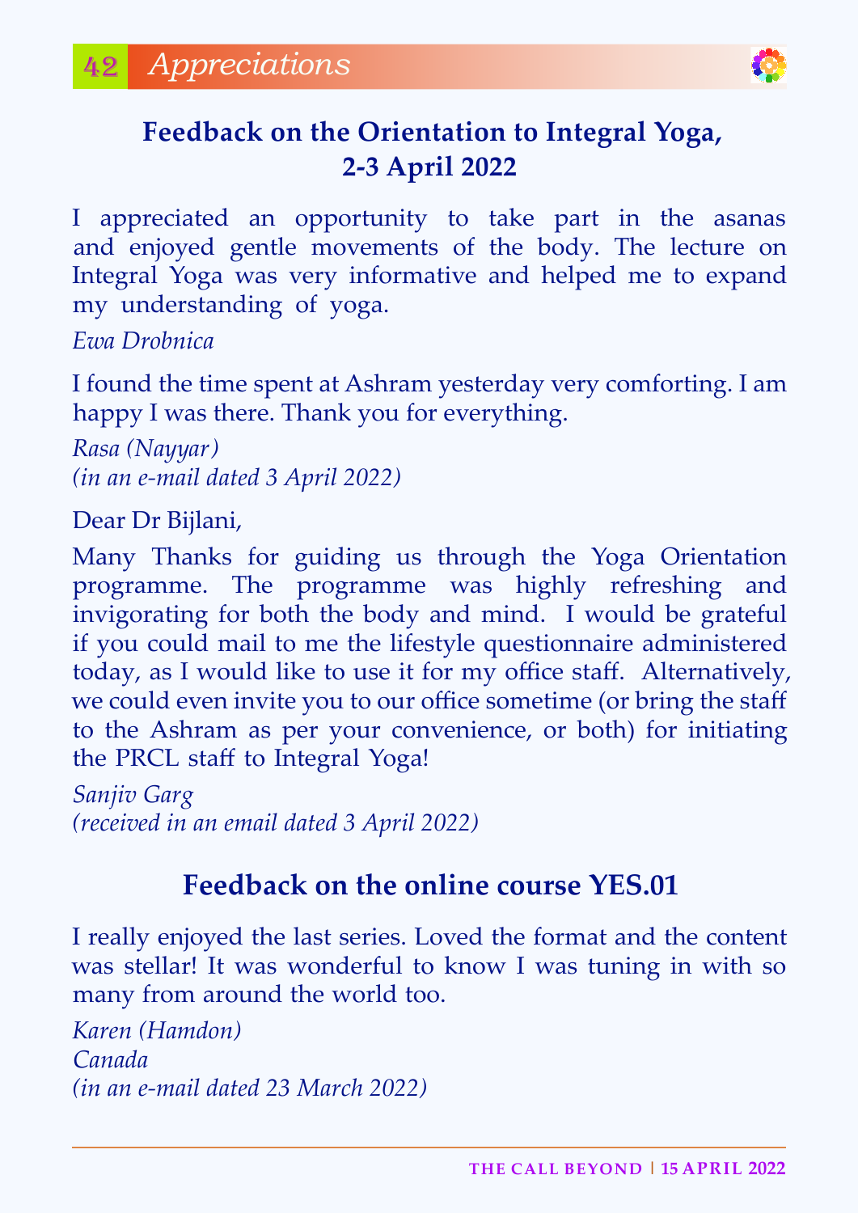## Feedback on the Orientation to Integral Yoga, 2-3 April 2022

I appreciated an opportunity to take part in the asanas and enjoyed gentle movements of the body. The lecture on Integral Yoga was very informative and helped me to expand my understanding of yoga.

*Ewa Drobnica*

I found the time spent at Ashram yesterday very comforting. I am happy I was there. Thank you for everything.

*Rasa (Nayyar)*
*(in an e-mail dated 3 April 2022)*

Dear Dr Bijlani,

Many Thanks for guiding us through the Yoga Orientation programme. The programme was highly refreshing and invigorating for both the body and mind. I would be grateful if you could mail to me the lifestyle questionnaire administered today, as I would like to use it for my office staff. Alternatively, we could even invite you to our office sometime (or bring the staff to the Ashram as per your convenience, or both) for initiating the PRCL staff to Integral Yoga!

*Sanjiv Garg*
*(received in an email dated 3 April 2022)*

## Feedback on the online course YES.01

I really enjoyed the last series. Loved the format and the content was stellar! It was wonderful to know I was tuning in with so many from around the world too.

*Karen (Hamdon)*
*Canada*
*(in an e-mail dated 23 March 2022)*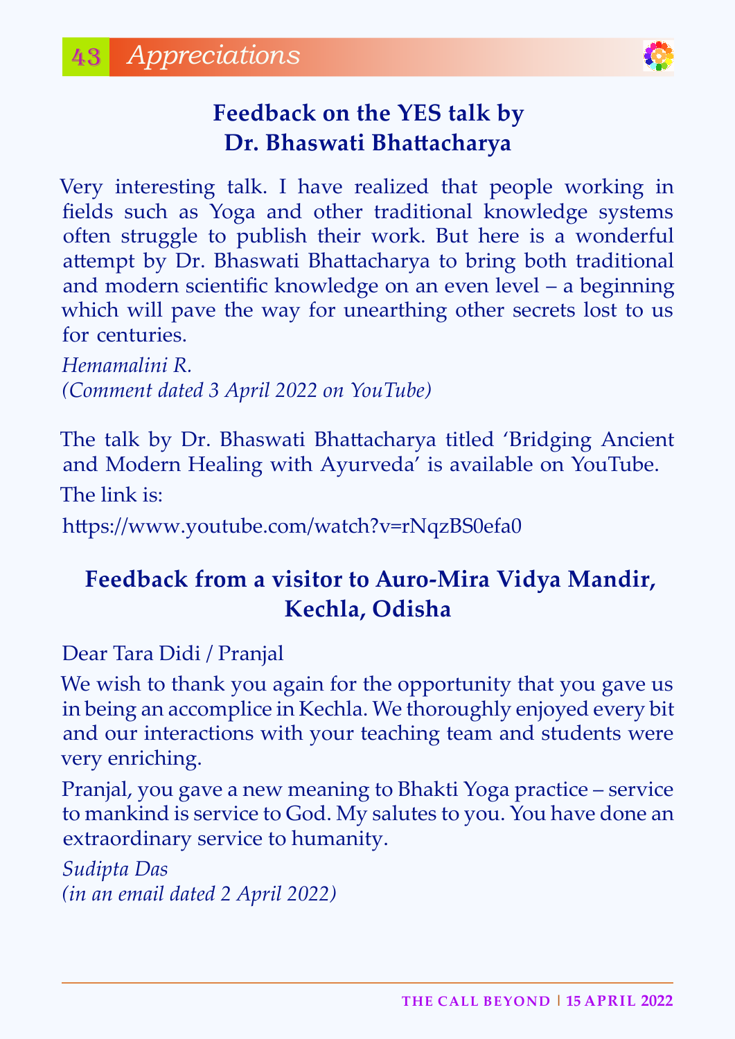# Appreciations

## Feedback on the YES talk by Dr. Bhaswati Bhattacharya

Very interesting talk. I have realized that people working in fields such as Yoga and other traditional knowledge systems often struggle to publish their work. But here is a wonderful attempt by Dr. Bhaswati Bhattacharya to bring both traditional and modern scientific knowledge on an even level – a beginning which will pave the way for unearthing other secrets lost to us for centuries.

*Hemamalini R.*
*(Comment dated 3 April 2022 on YouTube)*

The talk by Dr. Bhaswati Bhattacharya titled 'Bridging Ancient and Modern Healing with Ayurveda' is available on YouTube.

The link is:

https://www.youtube.com/watch?v=rNqzBS0efa0

## Feedback from a visitor to Auro-Mira Vidya Mandir, Kechla, Odisha

Dear Tara Didi / Pranjal

We wish to thank you again for the opportunity that you gave us in being an accomplice in Kechla. We thoroughly enjoyed every bit and our interactions with your teaching team and students were very enriching.

Pranjal, you gave a new meaning to Bhakti Yoga practice – service to mankind is service to God. My salutes to you. You have done an extraordinary service to humanity.

*Sudipta Das*
*(in an email dated 2 April 2022)*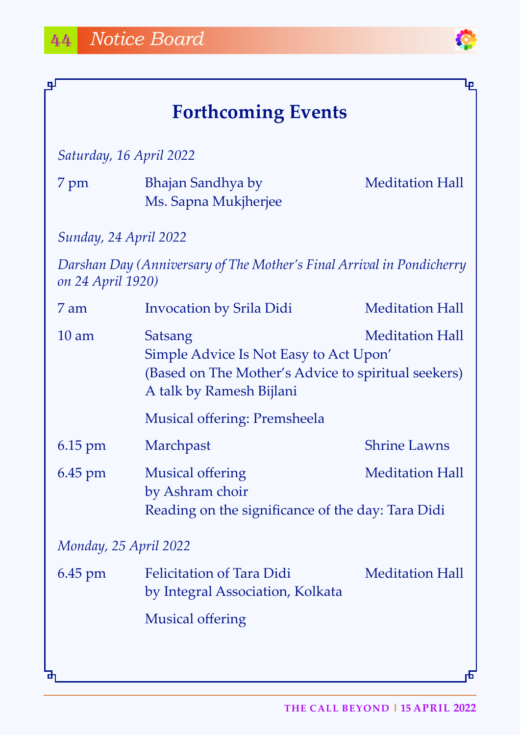## Forthcoming Events

*Saturday, 16 April 2022*

| | | |
|---|---|---|
| 7 pm | Bhajan Sandhya by Ms. Sapna Mukjherjee | Meditation Hall |

*Sunday, 24 April 2022*

*Darshan Day (Anniversary of The Mother's Final Arrival in Pondicherry on 24 April 1920)*

| | | |
|---|---|---|
| 7 am | Invocation by Srila Didi | Meditation Hall |
| 10 am | Satsang<br>Simple Advice Is Not Easy to Act Upon'<br>(Based on The Mother's Advice to spiritual seekers)<br>A talk by Ramesh Bijlani<br><br>Musical offering: Premsheela | Meditation Hall |
| 6.15 pm | Marchpast | Shrine Lawns |
| 6.45 pm | Musical offering by Ashram choir<br>Reading on the significance of the day: Tara Didi | Meditation Hall |

*Monday, 25 April 2022*

| | | |
|---|---|---|
| 6.45 pm | Felicitation of Tara Didi by Integral Association, Kolkata<br><br>Musical offering | Meditation Hall |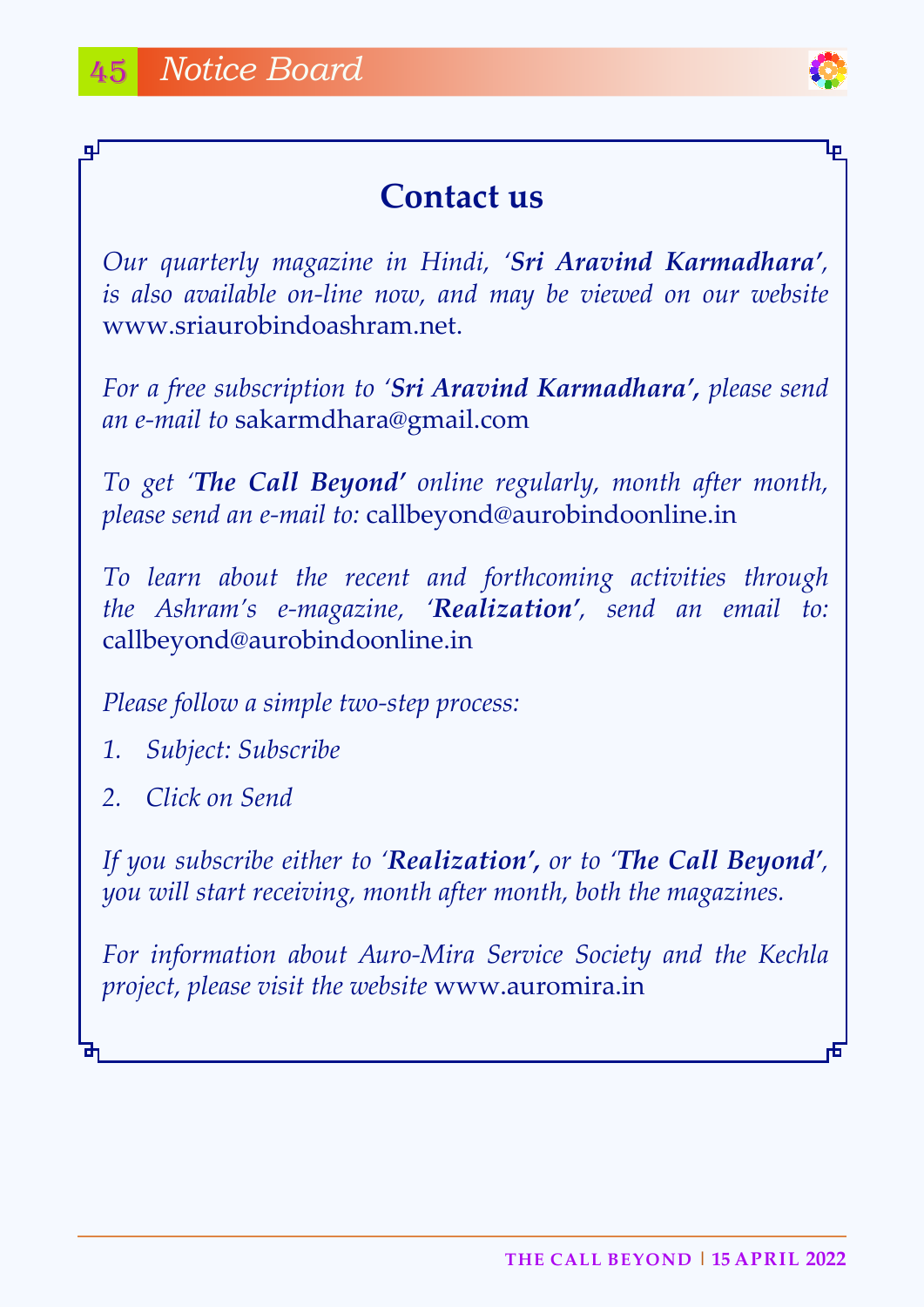## Contact us

*Our quarterly magazine in Hindi, '**Sri Aravind Karmadhara**', is also available on-line now, and may be viewed on our website* www.sriaurobindoashram.net.

*For a free subscription to '**Sri Aravind Karmadhara**', please send an e-mail to* sakarmdhara@gmail.com

*To get '**The Call Beyond**' online regularly, month after month, please send an e-mail to:* callbeyond@aurobindoonline.in

*To learn about the recent and forthcoming activities through the Ashram's e-magazine, '**Realization**', send an email to:* callbeyond@aurobindoonline.in

*Please follow a simple two-step process:*

1. *Subject: Subscribe*
2. *Click on Send*

*If you subscribe either to '**Realization**', or to '**The Call Beyond**', you will start receiving, month after month, both the magazines.*

*For information about Auro-Mira Service Society and the Kechla project, please visit the website* www.auromira.in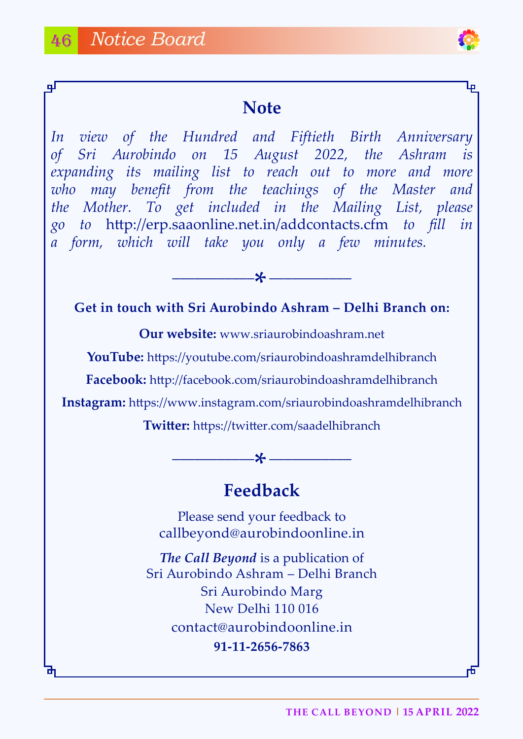## Note

*In view of the Hundred and Fiftieth Birth Anniversary of Sri Aurobindo on 15 August 2022, the Ashram is expanding its mailing list to reach out to more and more who may benefit from the teachings of the Master and the Mother. To get included in the Mailing List, please go to* http://erp.saaonline.net.in/addcontacts.cfm *to fill in a form, which will take you only a few minutes.*

———*———

**Get in touch with Sri Aurobindo Ashram – Delhi Branch on:**

**Our website:** www.sriaurobindoashram.net

**YouTube:** https://youtube.com/sriaurobindoashramdelhibranch

**Facebook:** http://facebook.com/sriaurobindoashramdelhibranch

**Instagram:** https://www.instagram.com/sriaurobindoashramdelhibranch

**Twitter:** https://twitter.com/saadelhibranch

———*———

## Feedback

Please send your feedback to
callbeyond@aurobindoonline.in

***The Call Beyond*** is a publication of
Sri Aurobindo Ashram – Delhi Branch
Sri Aurobindo Marg
New Delhi 110 016
contact@aurobindoonline.in
**91-11-2656-7863**